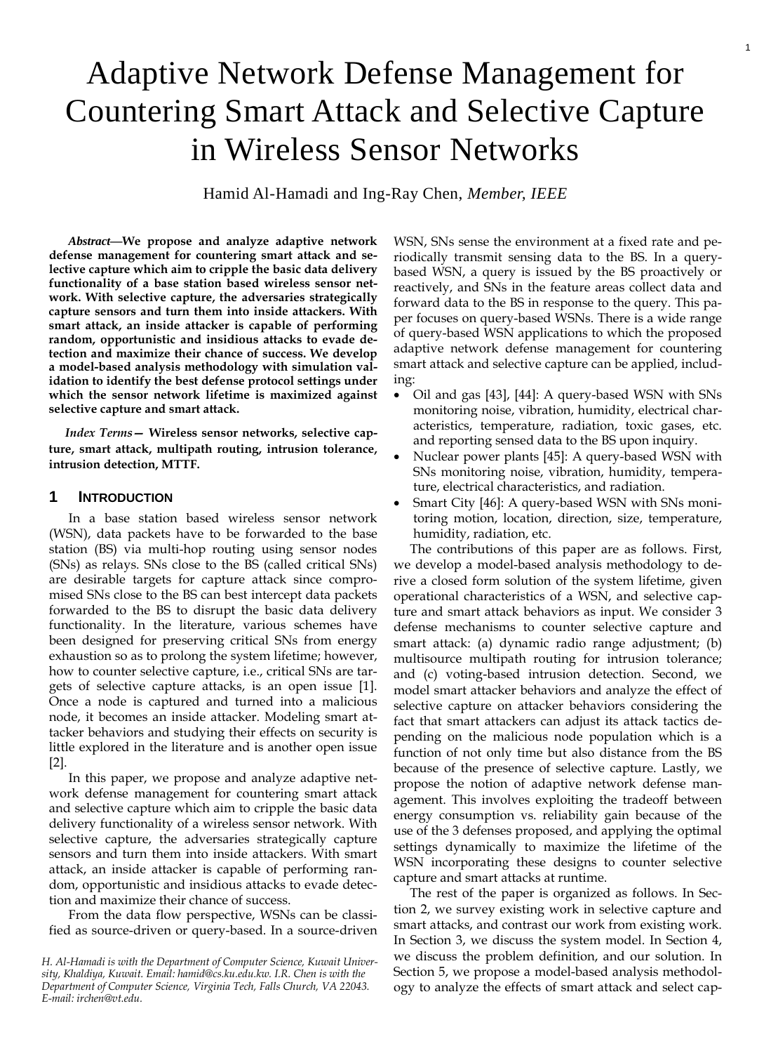# Adaptive Network Defense Management for Countering Smart Attack and Selective Capture in Wireless Sensor Networks

Hamid Al-Hamadi and Ing-Ray Chen, *Member, IEEE*

***Abstract*—We propose and analyze adaptive network defense management for countering smart attack and selective capture which aim to cripple the basic data delivery functionality of a base station based wireless sensor network. With selective capture, the adversaries strategically capture sensors and turn them into inside attackers. With smart attack, an inside attacker is capable of performing random, opportunistic and insidious attacks to evade detection and maximize their chance of success. We develop a model-based analysis methodology with simulation validation to identify the best defense protocol settings under which the sensor network lifetime is maximized against selective capture and smart attack.**

***Index Terms*— Wireless sensor networks, selective capture, smart attack, multipath routing, intrusion tolerance, intrusion detection, MTTF.**

## 1 Introduction

In a base station based wireless sensor network (WSN), data packets have to be forwarded to the base station (BS) via multi-hop routing using sensor nodes (SNs) as relays. SNs close to the BS (called critical SNs) are desirable targets for capture attack since compromised SNs close to the BS can best intercept data packets forwarded to the BS to disrupt the basic data delivery functionality. In the literature, various schemes have been designed for preserving critical SNs from energy exhaustion so as to prolong the system lifetime; however, how to counter selective capture, i.e., critical SNs are targets of selective capture attacks, is an open issue [1]. Once a node is captured and turned into a malicious node, it becomes an inside attacker. Modeling smart attacker behaviors and studying their effects on security is little explored in the literature and is another open issue [2].

In this paper, we propose and analyze adaptive network defense management for countering smart attack and selective capture which aim to cripple the basic data delivery functionality of a wireless sensor network. With selective capture, the adversaries strategically capture sensors and turn them into inside attackers. With smart attack, an inside attacker is capable of performing random, opportunistic and insidious attacks to evade detection and maximize their chance of success.

From the data flow perspective, WSNs can be classified as source-driven or query-based. In a source-driven WSN, SNs sense the environment at a fixed rate and periodically transmit sensing data to the BS. In a query-based WSN, a query is issued by the BS proactively or reactively, and SNs in the feature areas collect data and forward data to the BS in response to the query. This paper focuses on query-based WSNs. There is a wide range of query-based WSN applications to which the proposed adaptive network defense management for countering smart attack and selective capture can be applied, including:

- Oil and gas [43], [44]: A query-based WSN with SNs monitoring noise, vibration, humidity, electrical characteristics, temperature, radiation, toxic gases, etc. and reporting sensed data to the BS upon inquiry.
- Nuclear power plants [45]: A query-based WSN with SNs monitoring noise, vibration, humidity, temperature, electrical characteristics, and radiation.
- Smart City [46]: A query-based WSN with SNs monitoring motion, location, direction, size, temperature, humidity, radiation, etc.

The contributions of this paper are as follows. First, we develop a model-based analysis methodology to derive a closed form solution of the system lifetime, given operational characteristics of a WSN, and selective capture and smart attack behaviors as input. We consider 3 defense mechanisms to counter selective capture and smart attack: (a) dynamic radio range adjustment; (b) multisource multipath routing for intrusion tolerance; and (c) voting-based intrusion detection. Second, we model smart attacker behaviors and analyze the effect of selective capture on attacker behaviors considering the fact that smart attackers can adjust its attack tactics depending on the malicious node population which is a function of not only time but also distance from the BS because of the presence of selective capture. Lastly, we propose the notion of adaptive network defense management. This involves exploiting the tradeoff between energy consumption vs. reliability gain because of the use of the 3 defenses proposed, and applying the optimal settings dynamically to maximize the lifetime of the WSN incorporating these designs to counter selective capture and smart attacks at runtime.

The rest of the paper is organized as follows. In Section 2, we survey existing work in selective capture and smart attacks, and contrast our work from existing work. In Section 3, we discuss the system model. In Section 4, we discuss the problem definition, and our solution. In Section 5, we propose a model-based analysis methodology to analyze the effects of smart attack and select cap-

*H. Al-Hamadi is with the Department of Computer Science, Kuwait University, Khaldiya, Kuwait. Email: hamid@cs.ku.edu.kw. I.R. Chen is with the Department of Computer Science, Virginia Tech, Falls Church, VA 22043. E-mail: irchen@vt.edu.*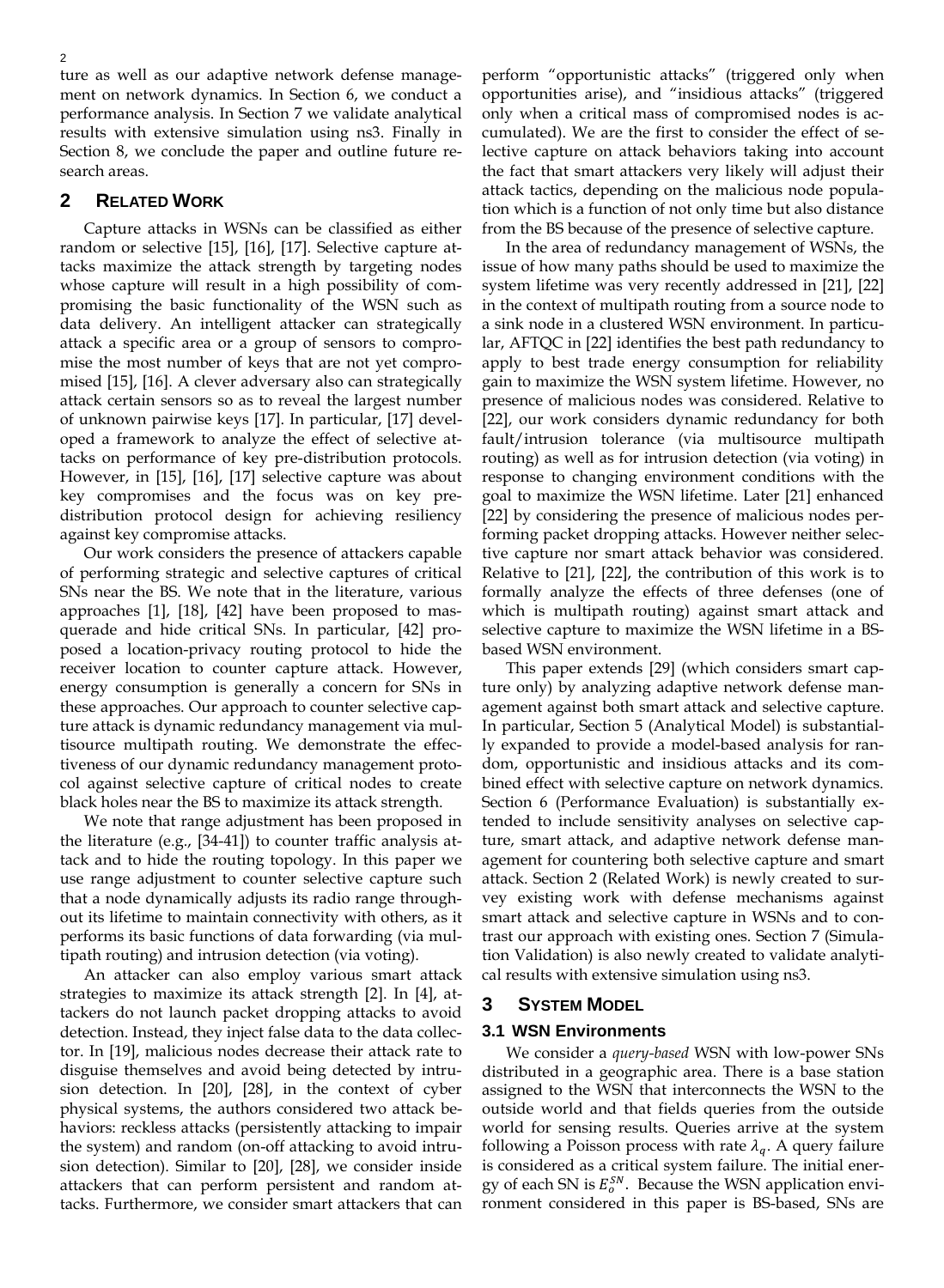ture as well as our adaptive network defense management on network dynamics. In Section 6, we conduct a performance analysis. In Section 7 we validate analytical results with extensive simulation using ns3. Finally in Section 8, we conclude the paper and outline future research areas.

## 2 RELATED WORK

Capture attacks in WSNs can be classified as either random or selective [15], [16], [17]. Selective capture attacks maximize the attack strength by targeting nodes whose capture will result in a high possibility of compromising the basic functionality of the WSN such as data delivery. An intelligent attacker can strategically attack a specific area or a group of sensors to compromise the most number of keys that are not yet compromised [15], [16]. A clever adversary also can strategically attack certain sensors so as to reveal the largest number of unknown pairwise keys [17]. In particular, [17] developed a framework to analyze the effect of selective attacks on performance of key pre-distribution protocols. However, in [15], [16], [17] selective capture was about key compromises and the focus was on key pre-distribution protocol design for achieving resiliency against key compromise attacks.

Our work considers the presence of attackers capable of performing strategic and selective captures of critical SNs near the BS. We note that in the literature, various approaches [1], [18], [42] have been proposed to masquerade and hide critical SNs. In particular, [42] proposed a location-privacy routing protocol to hide the receiver location to counter capture attack. However, energy consumption is generally a concern for SNs in these approaches. Our approach to counter selective capture attack is dynamic redundancy management via multisource multipath routing. We demonstrate the effectiveness of our dynamic redundancy management protocol against selective capture of critical nodes to create black holes near the BS to maximize its attack strength.

We note that range adjustment has been proposed in the literature (e.g., [34-41]) to counter traffic analysis attack and to hide the routing topology. In this paper we use range adjustment to counter selective capture such that a node dynamically adjusts its radio range throughout its lifetime to maintain connectivity with others, as it performs its basic functions of data forwarding (via multipath routing) and intrusion detection (via voting).

An attacker can also employ various smart attack strategies to maximize its attack strength [2]. In [4], attackers do not launch packet dropping attacks to avoid detection. Instead, they inject false data to the data collector. In [19], malicious nodes decrease their attack rate to disguise themselves and avoid being detected by intrusion detection. In [20], [28], in the context of cyber physical systems, the authors considered two attack behaviors: reckless attacks (persistently attacking to impair the system) and random (on-off attacking to avoid intrusion detection). Similar to [20], [28], we consider inside attackers that can perform persistent and random attacks. Furthermore, we consider smart attackers that can perform "opportunistic attacks" (triggered only when opportunities arise), and "insidious attacks" (triggered only when a critical mass of compromised nodes is accumulated). We are the first to consider the effect of selective capture on attack behaviors taking into account the fact that smart attackers very likely will adjust their attack tactics, depending on the malicious node population which is a function of not only time but also distance from the BS because of the presence of selective capture.

In the area of redundancy management of WSNs, the issue of how many paths should be used to maximize the system lifetime was very recently addressed in [21], [22] in the context of multipath routing from a source node to a sink node in a clustered WSN environment. In particular, AFTQC in [22] identifies the best path redundancy to apply to best trade energy consumption for reliability gain to maximize the WSN system lifetime. However, no presence of malicious nodes was considered. Relative to [22], our work considers dynamic redundancy for both fault/intrusion tolerance (via multisource multipath routing) as well as for intrusion detection (via voting) in response to changing environment conditions with the goal to maximize the WSN lifetime. Later [21] enhanced [22] by considering the presence of malicious nodes performing packet dropping attacks. However neither selective capture nor smart attack behavior was considered. Relative to [21], [22], the contribution of this work is to formally analyze the effects of three defenses (one of which is multipath routing) against smart attack and selective capture to maximize the WSN lifetime in a BS-based WSN environment.

This paper extends [29] (which considers smart capture only) by analyzing adaptive network defense management against both smart attack and selective capture. In particular, Section 5 (Analytical Model) is substantially expanded to provide a model-based analysis for random, opportunistic and insidious attacks and its combined effect with selective capture on network dynamics. Section 6 (Performance Evaluation) is substantially extended to include sensitivity analyses on selective capture, smart attack, and adaptive network defense management for countering both selective capture and smart attack. Section 2 (Related Work) is newly created to survey existing work with defense mechanisms against smart attack and selective capture in WSNs and to contrast our approach with existing ones. Section 7 (Simulation Validation) is also newly created to validate analytical results with extensive simulation using ns3.

## 3 SYSTEM MODEL

### 3.1 WSN Environments

We consider a *query-based* WSN with low-power SNs distributed in a geographic area. There is a base station assigned to the WSN that interconnects the WSN to the outside world and that fields queries from the outside world for sensing results. Queries arrive at the system following a Poisson process with rate $\lambda_q$. A query failure is considered as a critical system failure. The initial energy of each SN is $E_o^{SN}$. Because the WSN application environment considered in this paper is BS-based, SNs are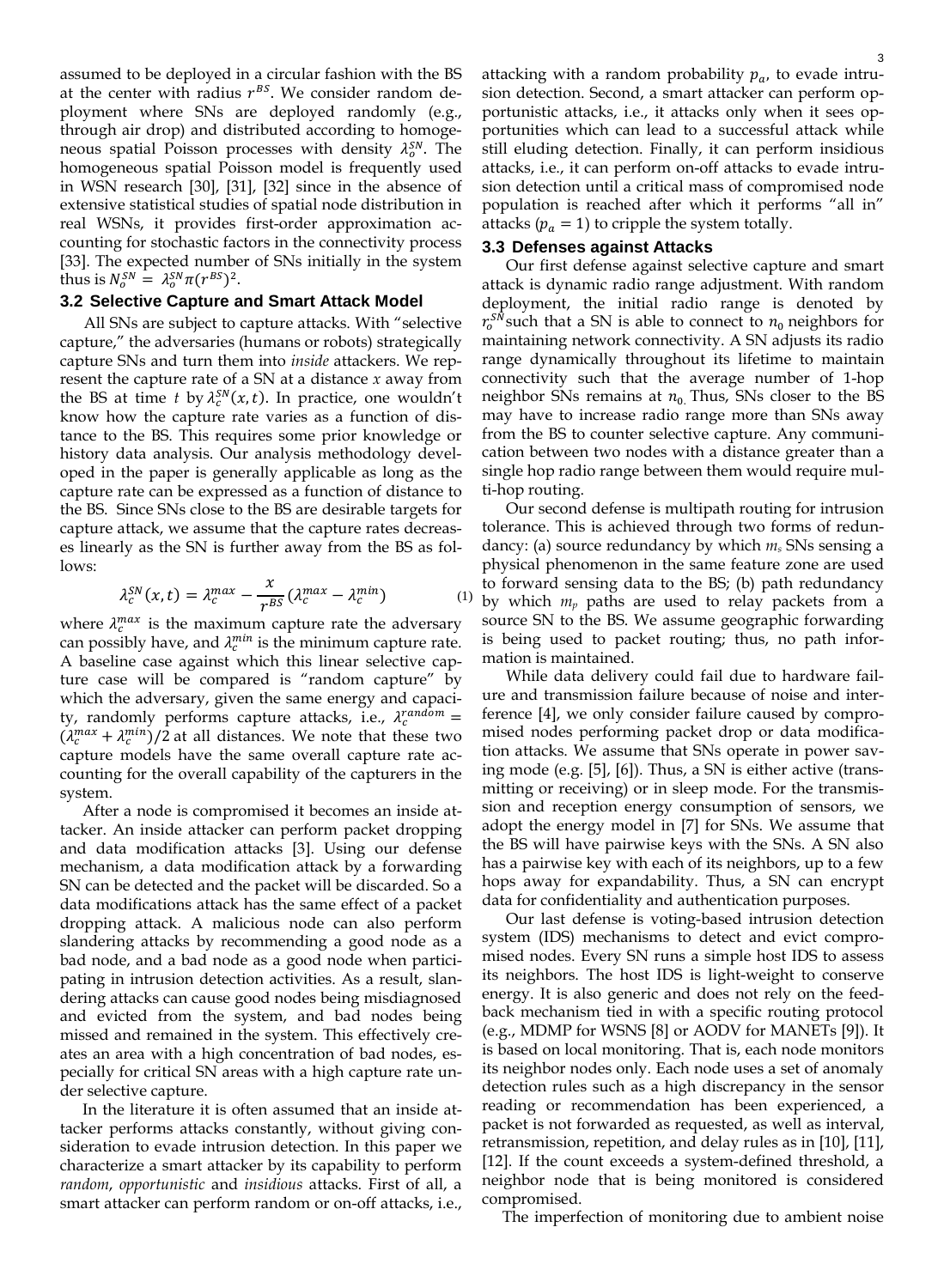assumed to be deployed in a circular fashion with the BS at the center with radius $r^{BS}$. We consider random deployment where SNs are deployed randomly (e.g., through air drop) and distributed according to homogeneous spatial Poisson processes with density $\lambda_o^{SN}$. The homogeneous spatial Poisson model is frequently used in WSN research [30], [31], [32] since in the absence of extensive statistical studies of spatial node distribution in real WSNs, it provides first-order approximation accounting for stochastic factors in the connectivity process [33]. The expected number of SNs initially in the system thus is $N_o^{SN} = \lambda_o^{SN}\pi(r^{BS})^2$.

### 3.2 Selective Capture and Smart Attack Model

All SNs are subject to capture attacks. With "selective capture," the adversaries (humans or robots) strategically capture SNs and turn them into *inside* attackers. We represent the capture rate of a SN at a distance *x* away from the BS at time *t* by $\lambda_c^{SN}(x,t)$. In practice, one wouldn't know how the capture rate varies as a function of distance to the BS. This requires some prior knowledge or history data analysis. Our analysis methodology developed in the paper is generally applicable as long as the capture rate can be expressed as a function of distance to the BS. Since SNs close to the BS are desirable targets for capture attack, we assume that the capture rates decreases linearly as the SN is further away from the BS as follows:

$$\lambda_c^{SN}(x,t) = \lambda_c^{max} - \frac{x}{r^{BS}}(\lambda_c^{max} - \lambda_c^{min}) \tag{1}$$

where $\lambda_c^{max}$ is the maximum capture rate the adversary can possibly have, and $\lambda_c^{min}$ is the minimum capture rate. A baseline case against which this linear selective capture case will be compared is "random capture" by which the adversary, given the same energy and capacity, randomly performs capture attacks, i.e., $\lambda_c^{random} = (\lambda_c^{max} + \lambda_c^{min})/2$ at all distances. We note that these two capture models have the same overall capture rate accounting for the overall capability of the capturers in the system.

After a node is compromised it becomes an inside attacker. An inside attacker can perform packet dropping and data modification attacks [3]. Using our defense mechanism, a data modification attack by a forwarding SN can be detected and the packet will be discarded. So a data modifications attack has the same effect of a packet dropping attack. A malicious node can also perform slandering attacks by recommending a good node as a bad node, and a bad node as a good node when participating in intrusion detection activities. As a result, slandering attacks can cause good nodes being misdiagnosed and evicted from the system, and bad nodes being missed and remained in the system. This effectively creates an area with a high concentration of bad nodes, especially for critical SN areas with a high capture rate under selective capture.

In the literature it is often assumed that an inside attacker performs attacks constantly, without giving consideration to evade intrusion detection. In this paper we characterize a smart attacker by its capability to perform *random*, *opportunistic* and *insidious* attacks. First of all, a smart attacker can perform random or on-off attacks, i.e., attacking with a random probability $p_a$, to evade intrusion detection. Second, a smart attacker can perform opportunistic attacks, i.e., it attacks only when it sees opportunities which can lead to a successful attack while still eluding detection. Finally, it can perform insidious attacks, i.e., it can perform on-off attacks to evade intrusion detection until a critical mass of compromised node population is reached after which it performs "all in" attacks ($p_a = 1$) to cripple the system totally.

### 3.3 Defenses against Attacks

Our first defense against selective capture and smart attack is dynamic radio range adjustment. With random deployment, the initial radio range is denoted by $r_o^{SN}$ such that a SN is able to connect to $n_0$ neighbors for maintaining network connectivity. A SN adjusts its radio range dynamically throughout its lifetime to maintain connectivity such that the average number of 1-hop neighbor SNs remains at $n_0$. Thus, SNs closer to the BS may have to increase radio range more than SNs away from the BS to counter selective capture. Any communication between two nodes with a distance greater than a single hop radio range between them would require multi-hop routing.

Our second defense is multipath routing for intrusion tolerance. This is achieved through two forms of redundancy: (a) source redundancy by which $m_s$ SNs sensing a physical phenomenon in the same feature zone are used to forward sensing data to the BS; (b) path redundancy by which $m_p$ paths are used to relay packets from a source SN to the BS. We assume geographic forwarding is being used to packet routing; thus, no path information is maintained.

While data delivery could fail due to hardware failure and transmission failure because of noise and interference [4], we only consider failure caused by compromised nodes performing packet drop or data modification attacks. We assume that SNs operate in power saving mode (e.g. [5], [6]). Thus, a SN is either active (transmitting or receiving) or in sleep mode. For the transmission and reception energy consumption of sensors, we adopt the energy model in [7] for SNs. We assume that the BS will have pairwise keys with the SNs. A SN also has a pairwise key with each of its neighbors, up to a few hops away for expandability. Thus, a SN can encrypt data for confidentiality and authentication purposes.

Our last defense is voting-based intrusion detection system (IDS) mechanisms to detect and evict compromised nodes. Every SN runs a simple host IDS to assess its neighbors. The host IDS is light-weight to conserve energy. It is also generic and does not rely on the feedback mechanism tied in with a specific routing protocol (e.g., MDMP for WSNS [8] or AODV for MANETs [9]). It is based on local monitoring. That is, each node monitors its neighbor nodes only. Each node uses a set of anomaly detection rules such as a high discrepancy in the sensor reading or recommendation has been experienced, a packet is not forwarded as requested, as well as interval, retransmission, repetition, and delay rules as in [10], [11], [12]. If the count exceeds a system-defined threshold, a neighbor node that is being monitored is considered compromised.

The imperfection of monitoring due to ambient noise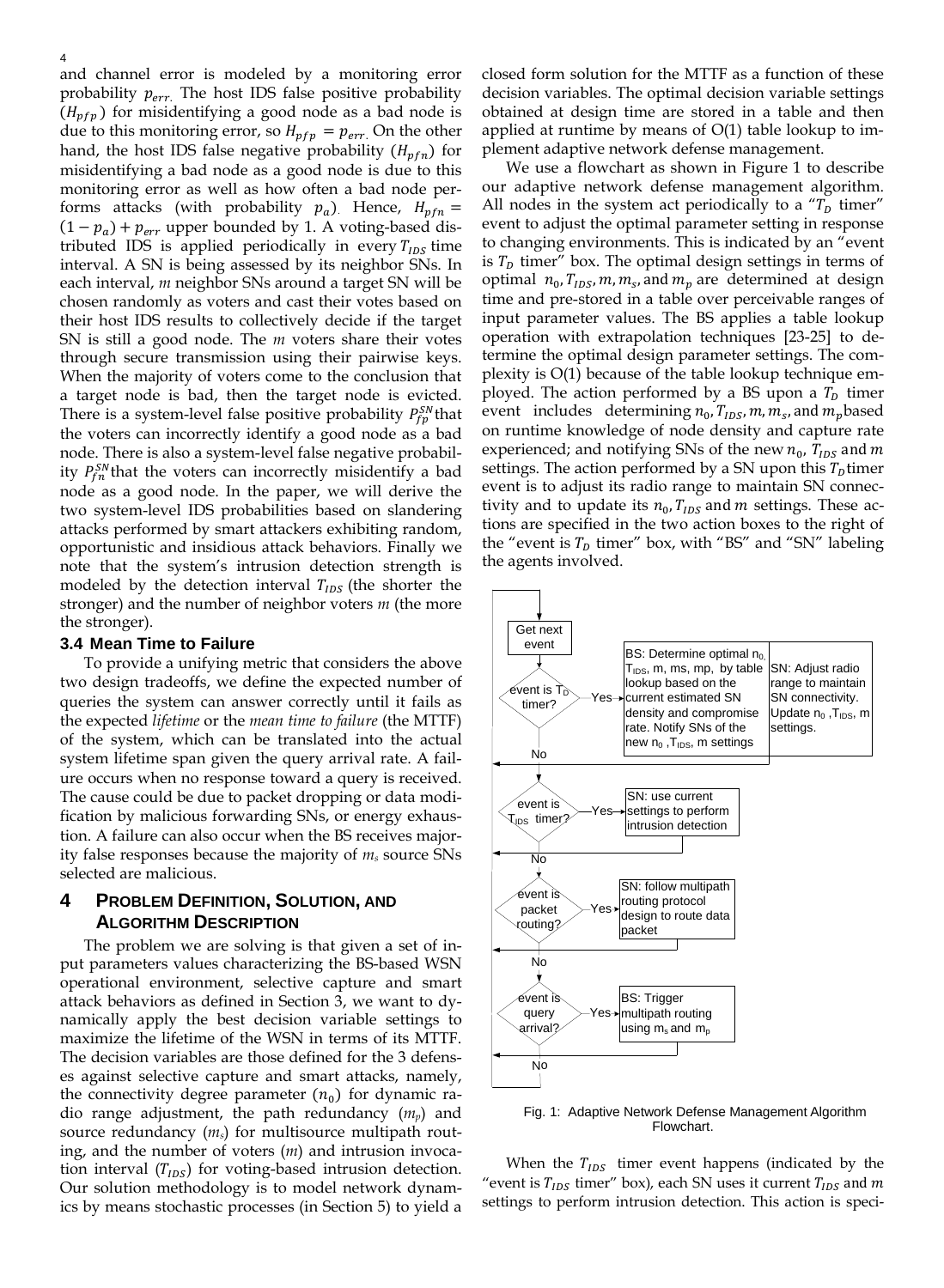and channel error is modeled by a monitoring error probability $p_{err}$. The host IDS false positive probability ($H_{pfp}$) for misidentifying a good node as a bad node is due to this monitoring error, so $H_{pfp} = p_{err}$. On the other hand, the host IDS false negative probability ($H_{pfn}$) for misidentifying a bad node as a good node is due to this monitoring error as well as how often a bad node performs attacks (with probability $p_a$). Hence, $H_{pfn} = (1 - p_a) + p_{err}$ upper bounded by 1. A voting-based distributed IDS is applied periodically in every $T_{IDS}$ time interval. A SN is being assessed by its neighbor SNs. In each interval, *m* neighbor SNs around a target SN will be chosen randomly as voters and cast their votes based on their host IDS results to collectively decide if the target SN is still a good node. The *m* voters share their votes through secure transmission using their pairwise keys. When the majority of voters come to the conclusion that a target node is bad, then the target node is evicted. There is a system-level false positive probability $P_{fp}^{SN}$ that the voters can incorrectly identify a good node as a bad node. There is also a system-level false negative probability $P_{fn}^{SN}$ that the voters can incorrectly misidentify a bad node as a good node. In the paper, we will derive the two system-level IDS probabilities based on slandering attacks performed by smart attackers exhibiting random, opportunistic and insidious attack behaviors. Finally we note that the system's intrusion detection strength is modeled by the detection interval $T_{IDS}$ (the shorter the stronger) and the number of neighbor voters *m* (the more the stronger).

### 3.4 Mean Time to Failure

To provide a unifying metric that considers the above two design tradeoffs, we define the expected number of queries the system can answer correctly until it fails as the expected *lifetime* or the *mean time to failure* (the MTTF) of the system, which can be translated into the actual system lifetime span given the query arrival rate. A failure occurs when no response toward a query is received. The cause could be due to packet dropping or data modification by malicious forwarding SNs, or energy exhaustion. A failure can also occur when the BS receives majority false responses because the majority of $m_s$ source SNs selected are malicious.

## 4 Problem Definition, Solution, and Algorithm Description

The problem we are solving is that given a set of input parameters values characterizing the BS-based WSN operational environment, selective capture and smart attack behaviors as defined in Section 3, we want to dynamically apply the best decision variable settings to maximize the lifetime of the WSN in terms of its MTTF. The decision variables are those defined for the 3 defenses against selective capture and smart attacks, namely, the connectivity degree parameter ($n_0$) for dynamic radio range adjustment, the path redundancy ($m_p$) and source redundancy ($m_s$) for multisource multipath routing, and the number of voters ($m$) and intrusion invocation interval ($T_{IDS}$) for voting-based intrusion detection. Our solution methodology is to model network dynamics by means stochastic processes (in Section 5) to yield a closed form solution for the MTTF as a function of these decision variables. The optimal decision variable settings obtained at design time are stored in a table and then applied at runtime by means of O(1) table lookup to implement adaptive network defense management.

We use a flowchart as shown in Figure 1 to describe our adaptive network defense management algorithm. All nodes in the system act periodically to a "$T_D$ timer" event to adjust the optimal parameter setting in response to changing environments. This is indicated by an "event is $T_D$ timer" box. The optimal design settings in terms of optimal $n_0, T_{IDS}, m, m_s,$ and $m_p$ are determined at design time and pre-stored in a table over perceivable ranges of input parameter values. The BS applies a table lookup operation with extrapolation techniques [23-25] to determine the optimal design parameter settings. The complexity is O(1) because of the table lookup technique employed. The action performed by a BS upon a $T_D$ timer event includes determining $n_0, T_{IDS}, m, m_s,$ and $m_p$ based on runtime knowledge of node density and capture rate experienced; and notifying SNs of the new $n_0$, $T_{IDS}$ and $m$ settings. The action performed by a SN upon this $T_D$ timer event is to adjust its radio range to maintain SN connectivity and to update its $n_0, T_{IDS}$ and $m$ settings. These actions are specified in the two action boxes to the right of the "event is $T_D$ timer" box, with "BS" and "SN" labeling the agents involved.

Fig. 1: Adaptive Network Defense Management Algorithm Flowchart.

When the $T_{IDS}$ timer event happens (indicated by the "event is $T_{IDS}$ timer" box), each SN uses it current $T_{IDS}$ and $m$ settings to perform intrusion detection. This action is speci-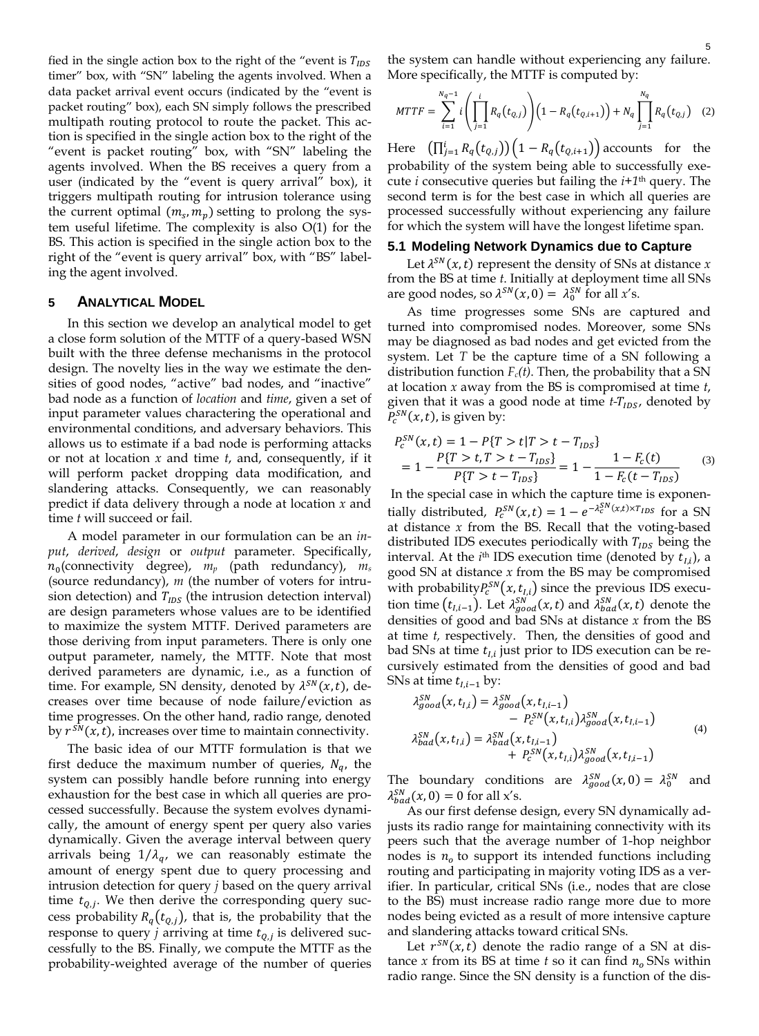fied in the single action box to the right of the "event is $T_{IDS}$ timer" box, with "SN" labeling the agents involved. When a data packet arrival event occurs (indicated by the "event is packet routing" box), each SN simply follows the prescribed multipath routing protocol to route the packet. This action is specified in the single action box to the right of the "event is packet routing" box, with "SN" labeling the agents involved. When the BS receives a query from a user (indicated by the "event is query arrival" box), it triggers multipath routing for intrusion tolerance using the current optimal $(m_s, m_p)$ setting to prolong the system useful lifetime. The complexity is also O(1) for the BS. This action is specified in the single action box to the right of the "event is query arrival" box, with "BS" labeling the agent involved.

## 5 Analytical Model

In this section we develop an analytical model to get a close form solution of the MTTF of a query-based WSN built with the three defense mechanisms in the protocol design. The novelty lies in the way we estimate the densities of good nodes, "active" bad nodes, and "inactive" bad node as a function of *location* and *time*, given a set of input parameter values charactering the operational and environmental conditions, and adversary behaviors. This allows us to estimate if a bad node is performing attacks or not at location $x$ and time $t$, and, consequently, if it will perform packet dropping data modification, and slandering attacks. Consequently, we can reasonably predict if data delivery through a node at location $x$ and time $t$ will succeed or fail.

A model parameter in our formulation can be an *input*, *derived*, *design* or *output* parameter. Specifically, $n_0$(connectivity degree), $m_p$ (path redundancy), $m_s$ (source redundancy), $m$ (the number of voters for intrusion detection) and $T_{IDS}$ (the intrusion detection interval) are design parameters whose values are to be identified to maximize the system MTTF. Derived parameters are those deriving from input parameters. There is only one output parameter, namely, the MTTF. Note that most derived parameters are dynamic, i.e., as a function of time. For example, SN density, denoted by $\lambda^{SN}(x,t)$, decreases over time because of node failure/eviction as time progresses. On the other hand, radio range, denoted by $r^{SN}(x,t)$, increases over time to maintain connectivity.

The basic idea of our MTTF formulation is that we first deduce the maximum number of queries, $N_q$, the system can possibly handle before running into energy exhaustion for the best case in which all queries are processed successfully. Because the system evolves dynamically, the amount of energy spent per query also varies dynamically. Given the average interval between query arrivals being $1/\lambda_q$, we can reasonably estimate the amount of energy spent due to query processing and intrusion detection for query $j$ based on the query arrival time $t_{Q,j}$. We then derive the corresponding query success probability $R_q(t_{Q,j})$, that is, the probability that the response to query $j$ arriving at time $t_{Q,j}$ is delivered successfully to the BS. Finally, we compute the MTTF as the probability-weighted average of the number of queries the system can handle without experiencing any failure. More specifically, the MTTF is computed by:

$$MTTF = \sum_{i=1}^{N_q-1} i\left(\prod_{j=1}^{i} R_q(t_{Q,j})\right)\left(1 - R_q(t_{Q,i+1})\right) + N_q \prod_{j=1}^{N_q} R_q(t_{Q,j}) \quad (2)$$

Here $\left(\prod_{j=1}^{i} R_q(t_{Q,j})\right)\left(1 - R_q(t_{Q,i+1})\right)$ accounts for the probability of the system being able to successfully execute $i$ consecutive queries but failing the $i$+1th query. The second term is for the best case in which all queries are processed successfully without experiencing any failure for which the system will have the longest lifetime span.

### 5.1 Modeling Network Dynamics due to Capture

Let $\lambda^{SN}(x,t)$ represent the density of SNs at distance $x$ from the BS at time $t$. Initially at deployment time all SNs are good nodes, so $\lambda^{SN}(x,0) = \lambda_0^{SN}$ for all $x$'s.

As time progresses some SNs are captured and turned into compromised nodes. Moreover, some SNs may be diagnosed as bad nodes and get evicted from the system. Let $T$ be the capture time of a SN following a distribution function $F_c(t)$. Then, the probability that a SN at location $x$ away from the BS is compromised at time $t$, given that it was a good node at time $t$-$T_{IDS}$, denoted by $P_c^{SN}(x,t)$, is given by:

$$\begin{aligned} P_c^{SN}(x,t) &= 1 - P\{T > t | T > t - T_{IDS}\} \\ &= 1 - \frac{P\{T > t, T > t - T_{IDS}\}}{P\{T > t - T_{IDS}\}} = 1 - \frac{1 - F_c(t)}{1 - F_c(t - T_{IDS})} \end{aligned} \quad (3)$$

In the special case in which the capture time is exponentially distributed, $P_c^{SN}(x,t) = 1 - e^{-\lambda_c^{SN}(x,t) \times T_{IDS}}$ for a SN at distance $x$ from the BS. Recall that the voting-based distributed IDS executes periodically with $T_{IDS}$ being the interval. At the $i$th IDS execution time (denoted by $t_{I,i}$), a good SN at distance $x$ from the BS may be compromised with probability $P_c^{SN}(x,t_{I,i})$ since the previous IDS execution time $(t_{I,i-1})$. Let $\lambda_{good}^{SN}(x,t)$ and $\lambda_{bad}^{SN}(x,t)$ denote the densities of good and bad SNs at distance $x$ from the BS at time $t$, respectively. Then, the densities of good and bad SNs at time $t_{I,i}$ just prior to IDS execution can be recursively estimated from the densities of good and bad SNs at time $t_{I,i-1}$ by:

$$\begin{aligned} \lambda_{good}^{SN}(x,t_{I,i}) &= \lambda_{good}^{SN}(x,t_{I,i-1}) \\ &\quad - P_c^{SN}(x,t_{I,i})\lambda_{good}^{SN}(x,t_{I,i-1}) \\ \lambda_{bad}^{SN}(x,t_{I,i}) &= \lambda_{bad}^{SN}(x,t_{I,i-1}) \\ &\quad + P_c^{SN}(x,t_{I,i})\lambda_{good}^{SN}(x,t_{I,i-1}) \end{aligned} \quad (4)$$

The boundary conditions are $\lambda_{good}^{SN}(x,0) = \lambda_0^{SN}$ and $\lambda_{bad}^{SN}(x,0) = 0$ for all x's.

As our first defense design, every SN dynamically adjusts its radio range for maintaining connectivity with its peers such that the average number of 1-hop neighbor nodes is $n_o$ to support its intended functions including routing and participating in majority voting IDS as a verifier. In particular, critical SNs (i.e., nodes that are close to the BS) must increase radio range more due to more nodes being evicted as a result of more intensive capture and slandering attacks toward critical SNs.

Let $r^{SN}(x,t)$ denote the radio range of a SN at distance $x$ from its BS at time $t$ so it can find $n_o$ SNs within radio range. Since the SN density is a function of the dis-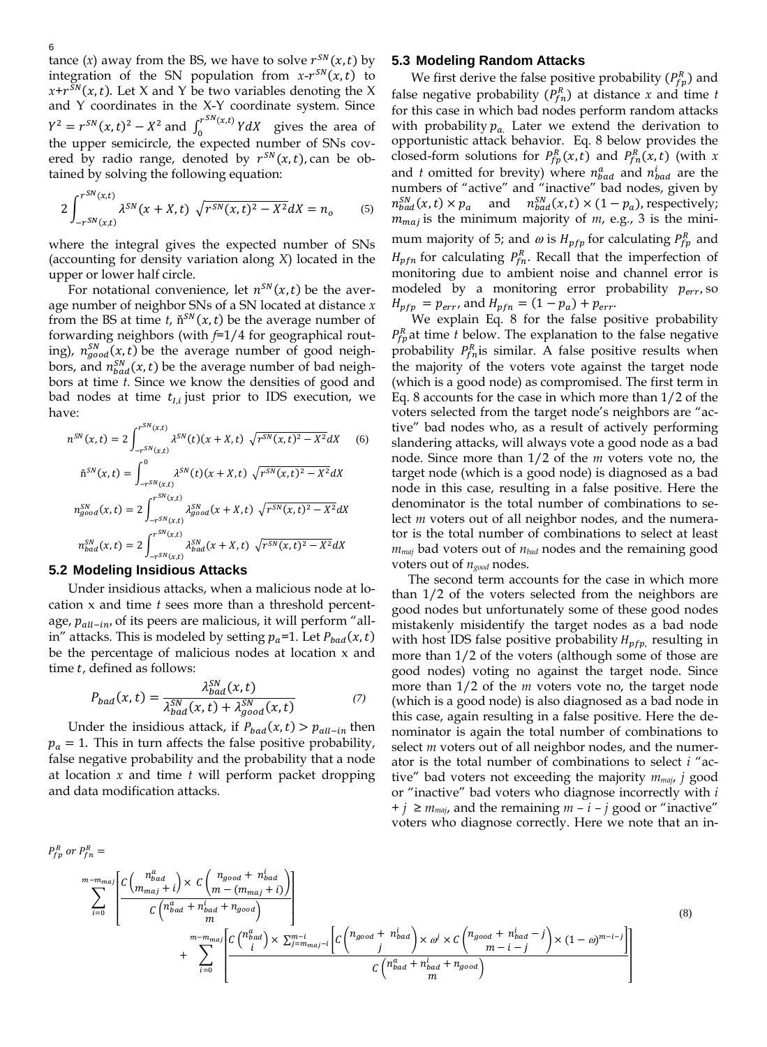tance ($x$) away from the BS, we have to solve $r^{SN}(x,t)$ by integration of the SN population from $x$-$r^{SN}(x,t)$ to $x$+$r^{SN}(x,t)$. Let X and Y be two variables denoting the X and Y coordinates in the X-Y coordinate system. Since $Y^2 = r^{SN}(x,t)^2 - X^2$ and $\int_0^{r^{SN}(x,t)} Y dX$ gives the area of the upper semicircle, the expected number of SNs covered by radio range, denoted by $r^{SN}(x,t)$, can be obtained by solving the following equation:

$$2\int_{-r^{SN}(x,t)}^{r^{SN}(x,t)} \lambda^{SN}(x+X,t)\ \sqrt{r^{SN}(x,t)^2 - X^2}dX = n_o \qquad (5)$$

where the integral gives the expected number of SNs (accounting for density variation along $X$) located in the upper or lower half circle.

For notational convenience, let $n^{SN}(x,t)$ be the average number of neighbor SNs of a SN located at distance $x$ from the BS at time $t$, $\check{n}^{SN}(x,t)$ be the average number of forwarding neighbors (with $f$=1/4 for geographical routing), $n^{SN}_{good}(x,t)$ be the average number of good neighbors, and $n^{SN}_{bad}(x,t)$ be the average number of bad neighbors at time $t$. Since we know the densities of good and bad nodes at time $t_{I,i}$ just prior to IDS execution, we have:

$$n^{SN}(x,t) = 2\int_{-r^{SN}(x,t)}^{r^{SN}(x,t)} \lambda^{SN}(t)(x+X,t)\ \sqrt{r^{SN}(x,t)^2 - X^2}dX \qquad (6)$$

$$\check{n}^{SN}(x,t) = \int_{-r^{SN}(x,t)}^{0} \lambda^{SN}(t)(x+X,t)\ \sqrt{r^{SN}(x,t)^2 - X^2}dX$$

$$n^{SN}_{good}(x,t) = 2\int_{-r^{SN}(x,t)}^{r^{SN}(x,t)} \lambda^{SN}_{good}(x+X,t)\ \sqrt{r^{SN}(x,t)^2 - X^2}dX$$

$$n^{SN}_{bad}(x,t) = 2\int_{-r^{SN}(x,t)}^{r^{SN}(x,t)} \lambda^{SN}_{bad}(x+X,t)\ \sqrt{r^{SN}(x,t)^2 - X^2}dX$$

## 5.2 Modeling Insidious Attacks

Under insidious attacks, when a malicious node at location x and time $t$ sees more than a threshold percentage, $p_{all-in}$, of its peers are malicious, it will perform "all-in" attacks. This is modeled by setting $p_a$=1. Let $P_{bad}(x,t)$ be the percentage of malicious nodes at location x and time $t$, defined as follows:

$$P_{bad}(x,t) = \frac{\lambda^{SN}_{bad}(x,t)}{\lambda^{SN}_{bad}(x,t) + \lambda^{SN}_{good}(x,t)} \qquad (7)$$

Under the insidious attack, if $P_{bad}(x,t) > p_{all-in}$ then $p_a = 1$. This in turn affects the false positive probability, false negative probability and the probability that a node at location $x$ and time $t$ will perform packet dropping and data modification attacks.

## 5.3 Modeling Random Attacks

We first derive the false positive probability ($P^R_{fp}$) and false negative probability ($P^R_{fn}$) at distance $x$ and time $t$ for this case in which bad nodes perform random attacks with probability $p_a$. Later we extend the derivation to opportunistic attack behavior. Eq. 8 below provides the closed-form solutions for $P^R_{fp}(x,t)$ and $P^R_{fn}(x,t)$ (with $x$ and $t$ omitted for brevity) where $n^a_{bad}$ and $n^i_{bad}$ are the numbers of "active" and "inactive" bad nodes, given by $n^{SN}_{bad}(x,t) \times p_a$ and $n^{SN}_{bad}(x,t) \times (1-p_a)$, respectively; $m_{maj}$ is the minimum majority of $m$, e.g., 3 is the minimum majority of 5; and $\omega$ is $H_{pfp}$ for calculating $P^R_{fp}$ and $H_{pfn}$ for calculating $P^R_{fn}$. Recall that the imperfection of monitoring due to ambient noise and channel error is modeled by a monitoring error probability $p_{err}$, so $H_{pfp} = p_{err}$, and $H_{pfn} = (1-p_a) + p_{err}$.

We explain Eq. 8 for the false positive probability $P^R_{fp}$ at time $t$ below. The explanation to the false negative probability $P^R_{fn}$ is similar. A false positive results when the majority of the voters vote against the target node (which is a good node) as compromised. The first term in Eq. 8 accounts for the case in which more than 1/2 of the voters selected from the target node's neighbors are "active" bad nodes who, as a result of actively performing slandering attacks, will always vote a good node as a bad node. Since more than 1/2 of the $m$ voters vote no, the target node (which is a good node) is diagnosed as a bad node in this case, resulting in a false positive. Here the denominator is the total number of combinations to select $m$ voters out of all neighbor nodes, and the numerator is the total number of combinations to select at least $m_{maj}$ bad voters out of $n_{bad}$ nodes and the remaining good voters out of $n_{good}$ nodes.

The second term accounts for the case in which more than 1/2 of the voters selected from the neighbors are good nodes but unfortunately some of these good nodes mistakenly misidentify the target nodes as a bad node with host IDS false positive probability $H_{pfp}$, resulting in more than 1/2 of the voters (although some of those are good nodes) voting no against the target node. Since more than 1/2 of the $m$ voters vote no, the target node (which is a good node) is also diagnosed as a bad node in this case, again resulting in a false positive. Here the denominator is again the total number of combinations to select $m$ voters out of all neighbor nodes, and the numerator is the total number of combinations to select $i$ "active" bad voters not exceeding the majority $m_{maj}$, $j$ good or "inactive" bad voters who diagnose incorrectly with $i + j \geq m_{maj}$, and the remaining $m - i - j$ good or "inactive" voters who diagnose correctly. Here we note that an in-

$$P^R_{fp} \text{ or } P^R_{fn} =$$

$$\sum_{i=0}^{m-m_{maj}} \left[ \frac{C\binom{n^a_{bad}}{m_{maj}+i} \times C\binom{n_{good}+n^i_{bad}}{m-(m_{maj}+i)}}{C\binom{n^a_{bad}+n^i_{bad}+n_{good}}{m}} \right] + \sum_{i=0}^{m-m_{maj}} \left[ \frac{C\binom{n^a_{bad}}{i} \times \sum_{j=m_{maj}-i}^{m-i} \left[ C\binom{n_{good}+n^i_{bad}}{j} \times \omega^j \times C\binom{n_{good}+n^i_{bad}-j}{m-i-j} \times (1-\omega)^{m-i-j} \right]}{C\binom{n^a_{bad}+n^i_{bad}+n_{good}}{m}} \right] \qquad (8)$$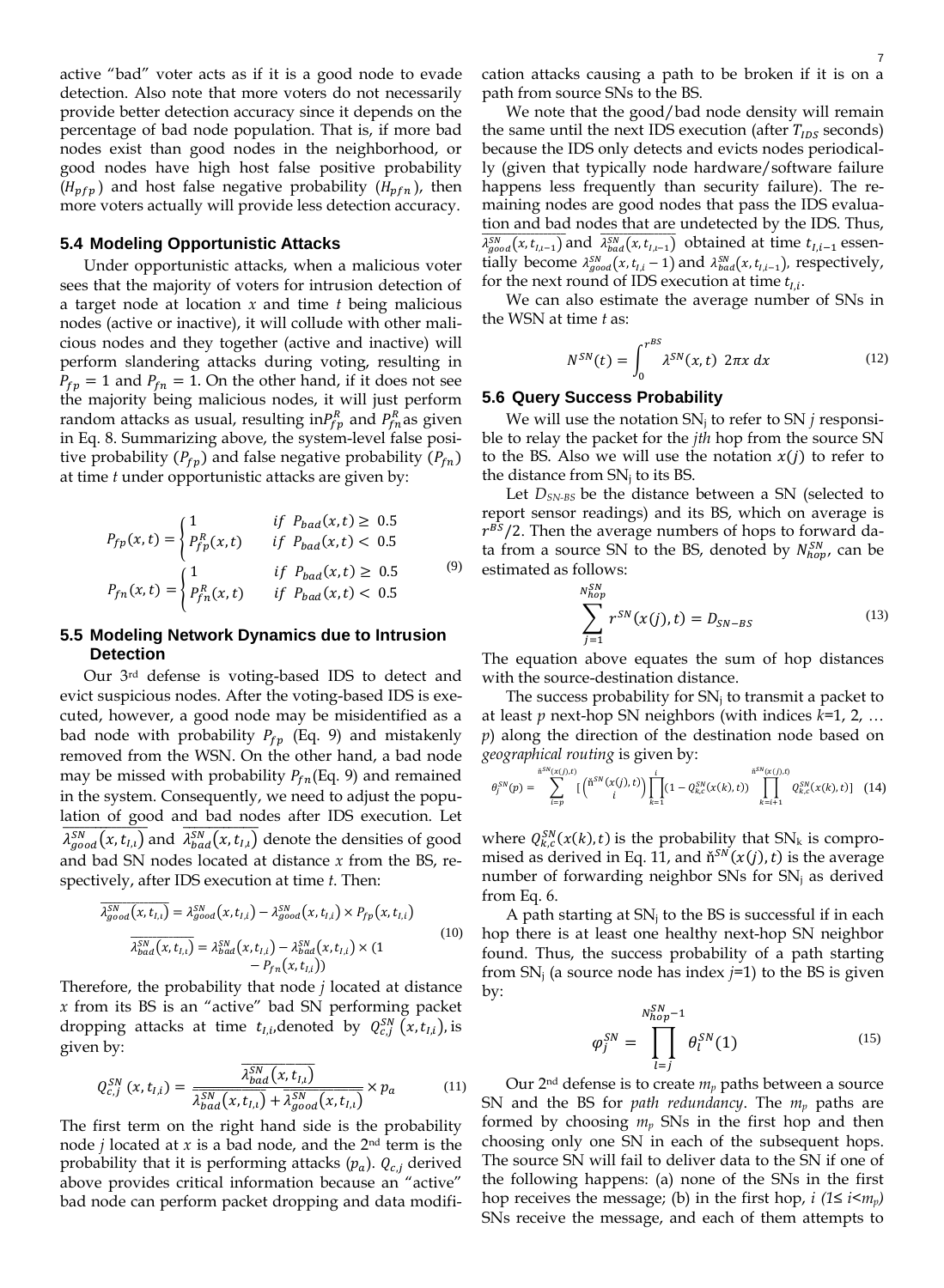active "bad" voter acts as if it is a good node to evade detection. Also note that more voters do not necessarily provide better detection accuracy since it depends on the percentage of bad node population. That is, if more bad nodes exist than good nodes in the neighborhood, or good nodes have high host false positive probability ($H_{pfp}$) and host false negative probability ($H_{pfn}$), then more voters actually will provide less detection accuracy.

### 5.4 Modeling Opportunistic Attacks

Under opportunistic attacks, when a malicious voter sees that the majority of voters for intrusion detection of a target node at location *x* and time *t* being malicious nodes (active or inactive), it will collude with other malicious nodes and they together (active and inactive) will perform slandering attacks during voting, resulting in $P_{fp} = 1$ and $P_{fn} = 1$. On the other hand, if it does not see the majority being malicious nodes, it will just perform random attacks as usual, resulting in $P_{fp}^R$ and $P_{fn}^R$ as given in Eq. 8. Summarizing above, the system-level false positive probability ($P_{fp}$) and false negative probability ($P_{fn}$) at time *t* under opportunistic attacks are given by:

$$P_{fp}(x,t) = \begin{cases} 1 & if\ P_{bad}(x,t) \geq 0.5 \\ P_{fp}^R(x,t) & if\ P_{bad}(x,t) < 0.5 \end{cases}$$
$$P_{fn}(x,t) = \begin{cases} 1 & if\ P_{bad}(x,t) \geq 0.5 \\ P_{fn}^R(x,t) & if\ P_{bad}(x,t) < 0.5 \end{cases} \tag{9}$$

### 5.5 Modeling Network Dynamics due to Intrusion Detection

Our 3rd defense is voting-based IDS to detect and evict suspicious nodes. After the voting-based IDS is executed, however, a good node may be misidentified as a bad node with probability $P_{fp}$ (Eq. 9) and mistakenly removed from the WSN. On the other hand, a bad node may be missed with probability $P_{fn}$(Eq. 9) and remained in the system. Consequently, we need to adjust the population of good and bad nodes after IDS execution. Let $\overline{\lambda_{good}^{SN}(x,t_{I,t})}$ and $\overline{\lambda_{bad}^{SN}(x,t_{I,t})}$ denote the densities of good and bad SN nodes located at distance *x* from the BS, respectively, after IDS execution at time *t*. Then:

$$\overline{\lambda_{good}^{SN}(x,t_{I,i})} = \lambda_{good}^{SN}(x,t_{I,i}) - \lambda_{good}^{SN}(x,t_{I,i}) \times P_{fp}(x,t_{I,i})$$
$$\overline{\lambda_{bad}^{SN}(x,t_{I,i})} = \lambda_{bad}^{SN}(x,t_{I,i}) - \lambda_{bad}^{SN}(x,t_{I,i}) \times (1 - P_{fn}(x,t_{I,i})) \tag{10}$$

Therefore, the probability that node *j* located at distance *x* from its BS is an "active" bad SN performing packet dropping attacks at time $t_{I,i}$, denoted by $Q_{c,j}^{SN}(x,t_{I,i})$, is given by:

$$Q_{c,j}^{SN}(x,t_{I,i}) = \frac{\overline{\lambda_{bad}^{SN}(x,t_{I,t})}}{\overline{\lambda_{bad}^{SN}(x,t_{I,t})} + \overline{\lambda_{good}^{SN}(x,t_{I,t})}} \times p_a \tag{11}$$

The first term on the right hand side is the probability node *j* located at *x* is a bad node, and the 2nd term is the probability that it is performing attacks ($p_a$). $Q_{c,j}$ derived above provides critical information because an "active" bad node can perform packet dropping and data modification attacks causing a path to be broken if it is on a path from source SNs to the BS.

We note that the good/bad node density will remain the same until the next IDS execution (after $T_{IDS}$ seconds) because the IDS only detects and evicts nodes periodically (given that typically node hardware/software failure happens less frequently than security failure). The remaining nodes are good nodes that pass the IDS evaluation and bad nodes that are undetected by the IDS. Thus, $\overline{\lambda_{good}^{SN}(x,t_{I,i-1})}$ and $\overline{\lambda_{bad}^{SN}(x,t_{I,i-1})}$ obtained at time $t_{I,i-1}$ essentially become $\lambda_{good}^{SN}(x,t_{I,i}-1)$ and $\lambda_{bad}^{SN}(x,t_{I,i-1})$, respectively, for the next round of IDS execution at time $t_{I,i}$.

We can also estimate the average number of SNs in the WSN at time *t* as:

$$N^{SN}(t) = \int_0^{r^{BS}} \lambda^{SN}(x,t)\ 2\pi x\ dx \tag{12}$$

### 5.6 Query Success Probability

We will use the notation $SN_j$ to refer to SN *j* responsible to relay the packet for the *jth* hop from the source SN to the BS. Also we will use the notation $x(j)$ to refer to the distance from $SN_j$ to its BS.

Let $D_{SN\text{-}BS}$ be the distance between a SN (selected to report sensor readings) and its BS, which on average is $r^{BS}/2$. Then the average numbers of hops to forward data from a source SN to the BS, denoted by $N_{hop}^{SN}$, can be estimated as follows:

$$\sum_{j=1}^{N_{hop}^{SN}} r^{SN}(x(j),t) = D_{SN-BS} \tag{13}$$

The equation above equates the sum of hop distances with the source-destination distance.

The success probability for $SN_j$ to transmit a packet to at least *p* next-hop SN neighbors (with indices *k*=1, 2, … *p*) along the direction of the destination node based on *geographical routing* is given by:

$$\theta_j^{SN}(p) = \sum_{i=p}^{\check{n}^{SN}(x(j),t)} \left[\binom{\check{n}^{SN}(x(j),t)}{i} \prod_{k=1}^{i}(1 - Q_{k,c}^{SN}(x(k),t)) \prod_{k=i+1}^{\check{n}^{SN}(x(j),t)} Q_{k,c}^{SN}(x(k),t)\right] \tag{14}$$

where $Q_{k,c}^{SN}(x(k),t)$ is the probability that $SN_k$ is compromised as derived in Eq. 11, and $\check{n}^{SN}(x(j),t)$ is the average number of forwarding neighbor SNs for $SN_j$ as derived from Eq. 6.

A path starting at $SN_j$ to the BS is successful if in each hop there is at least one healthy next-hop SN neighbor found. Thus, the success probability of a path starting from $SN_j$ (a source node has index *j*=1) to the BS is given by:

$$\varphi_j^{SN} = \prod_{l=j}^{N_{hop}^{SN}-1} \theta_l^{SN}(1) \tag{15}$$

Our 2nd defense is to create $m_p$ paths between a source SN and the BS for *path redundancy*. The $m_p$ paths are formed by choosing $m_p$ SNs in the first hop and then choosing only one SN in each of the subsequent hops. The source SN will fail to deliver data to the SN if one of the following happens: (a) none of the SNs in the first hop receives the message; (b) in the first hop, *i* ($1 \leq i < m_p$) SNs receive the message, and each of them attempts to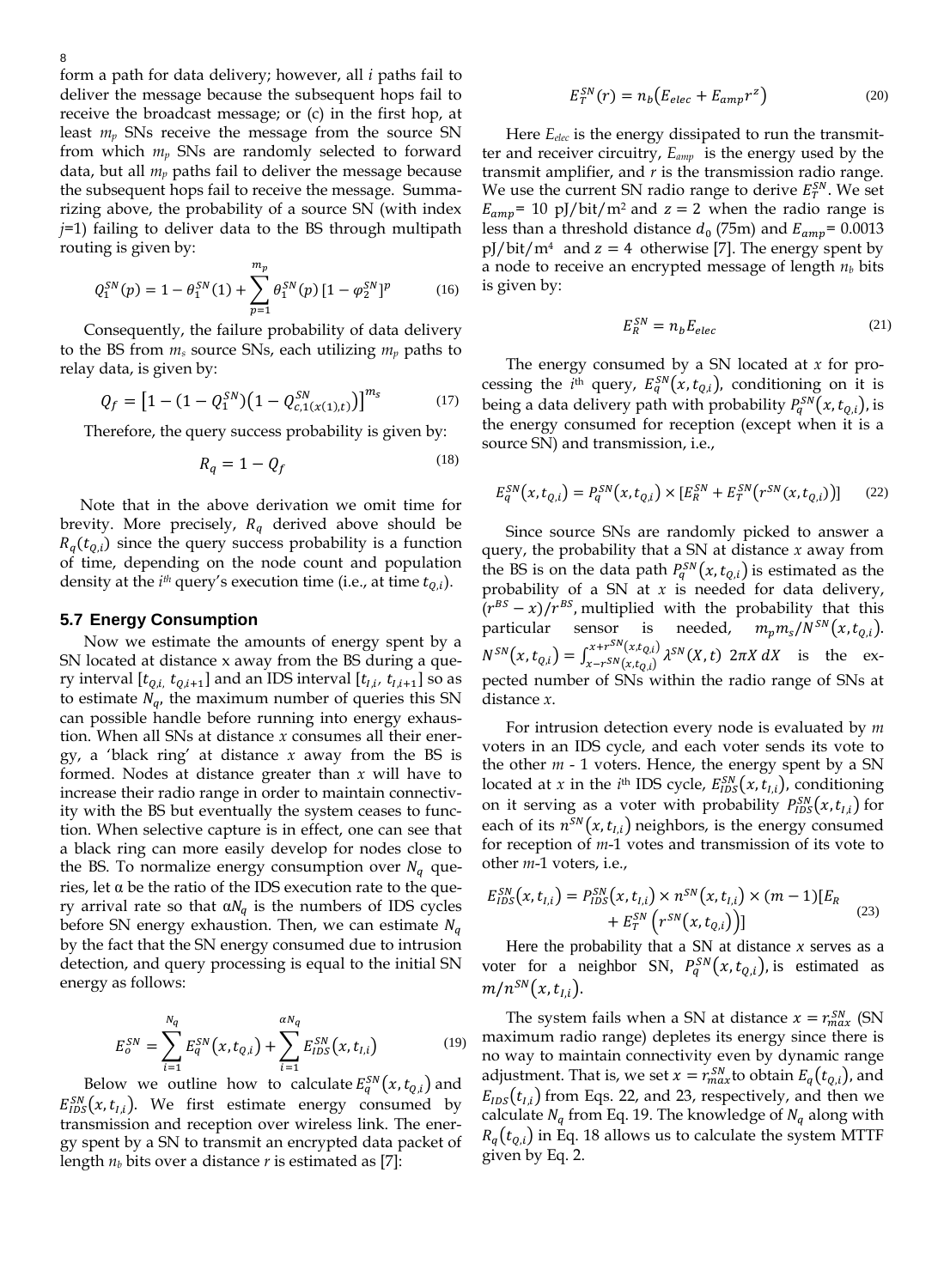form a path for data delivery; however, all $i$ paths fail to deliver the message because the subsequent hops fail to receive the broadcast message; or (c) in the first hop, at least $m_p$ SNs receive the message from the source SN from which $m_p$ SNs are randomly selected to forward data, but all $m_p$ paths fail to deliver the message because the subsequent hops fail to receive the message. Summarizing above, the probability of a source SN (with index $j$=1) failing to deliver data to the BS through multipath routing is given by:

$$Q_1^{SN}(p) = 1 - \theta_1^{SN}(1) + \sum_{p=1}^{m_p} \theta_1^{SN}(p)\,[1 - \varphi_2^{SN}]^p \tag{16}$$

Consequently, the failure probability of data delivery to the BS from $m_s$ source SNs, each utilizing $m_p$ paths to relay data, is given by:

$$Q_f = \left[1 - (1 - Q_1^{SN})\left(1 - Q_{c,1(x(1),t)}^{SN}\right)\right]^{m_s} \tag{17}$$

Therefore, the query success probability is given by:

$$R_q = 1 - Q_f \tag{18}$$

Note that in the above derivation we omit time for brevity. More precisely, $R_q$ derived above should be $R_q(t_{Q,i})$ since the query success probability is a function of time, depending on the node count and population density at the $i^{th}$ query's execution time (i.e., at time $t_{Q,i}$).

### 5.7 Energy Consumption

Now we estimate the amounts of energy spent by a SN located at distance x away from the BS during a query interval $[t_{Q,i}, t_{Q,i+1}]$ and an IDS interval $[t_{I,i}, t_{I,i+1}]$ so as to estimate $N_q$, the maximum number of queries this SN can possible handle before running into energy exhaustion. When all SNs at distance $x$ consumes all their energy, a 'black ring' at distance $x$ away from the BS is formed. Nodes at distance greater than $x$ will have to increase their radio range in order to maintain connectivity with the BS but eventually the system ceases to function. When selective capture is in effect, one can see that a black ring can more easily develop for nodes close to the BS. To normalize energy consumption over $N_q$ queries, let α be the ratio of the IDS execution rate to the query arrival rate so that $\alpha N_q$ is the numbers of IDS cycles before SN energy exhaustion. Then, we can estimate $N_q$ by the fact that the SN energy consumed due to intrusion detection, and query processing is equal to the initial SN energy as follows:

$$E_o^{SN} = \sum_{i=1}^{N_q} E_q^{SN}(x, t_{Q,i}) + \sum_{i=1}^{\alpha N_q} E_{IDS}^{SN}(x, t_{I,i}) \tag{19}$$

Below we outline how to calculate $E_q^{SN}(x, t_{Q,i})$ and $E_{IDS}^{SN}(x, t_{I,i})$. We first estimate energy consumed by transmission and reception over wireless link. The energy spent by a SN to transmit an encrypted data packet of length $n_b$ bits over a distance $r$ is estimated as [7]:

$$E_T^{SN}(r) = n_b(E_{elec} + E_{amp} r^z) \tag{20}$$

Here $E_{elec}$ is the energy dissipated to run the transmitter and receiver circuitry, $E_{amp}$ is the energy used by the transmit amplifier, and $r$ is the transmission radio range. We use the current SN radio range to derive $E_T^{SN}$. We set $E_{amp}$= 10 pJ/bit/m² and $z = 2$ when the radio range is less than a threshold distance $d_0$ (75m) and $E_{amp}$= 0.0013 pJ/bit/m⁴ and $z = 4$ otherwise [7]. The energy spent by a node to receive an encrypted message of length $n_b$ bits is given by:

$$E_R^{SN} = n_b E_{elec} \tag{21}$$

The energy consumed by a SN located at $x$ for processing the $i^{th}$ query, $E_q^{SN}(x, t_{Q,i})$, conditioning on it is being a data delivery path with probability $P_q^{SN}(x, t_{Q,i})$, is the energy consumed for reception (except when it is a source SN) and transmission, i.e.,

$$E_q^{SN}(x, t_{Q,i}) = P_q^{SN}(x, t_{Q,i}) \times [E_R^{SN} + E_T^{SN}(r^{SN}(x, t_{Q,i}))] \tag{22}$$

Since source SNs are randomly picked to answer a query, the probability that a SN at distance $x$ away from the BS is on the data path $P_q^{SN}(x, t_{Q,i})$ is estimated as the probability of a SN at $x$ is needed for data delivery, $(r^{BS} - x)/r^{BS}$, multiplied with the probability that this particular sensor is needed, $m_p m_s / N^{SN}(x, t_{Q,i})$. $N^{SN}(x, t_{Q,i}) = \int_{x - r^{SN}(x, t_{Q,i})}^{x + r^{SN}(x, t_{Q,i})} \lambda^{SN}(X, t)\ 2\pi X\, dX$ is the expected number of SNs within the radio range of SNs at distance $x$.

For intrusion detection every node is evaluated by $m$ voters in an IDS cycle, and each voter sends its vote to the other $m$ - 1 voters. Hence, the energy spent by a SN located at $x$ in the $i^{th}$ IDS cycle, $E_{IDS}^{SN}(x, t_{I,i})$, conditioning on it serving as a voter with probability $P_{IDS}^{SN}(x, t_{I,i})$ for each of its $n^{SN}(x, t_{I,i})$ neighbors, is the energy consumed for reception of $m$-1 votes and transmission of its vote to other $m$-1 voters, i.e.,

$$E_{IDS}^{SN}(x, t_{I,i}) = P_{IDS}^{SN}(x, t_{I,i}) \times n^{SN}(x, t_{I,i}) \times (m-1)[E_R + E_T^{SN}\left(r^{SN}(x, t_{Q,i})\right)] \tag{23}$$

Here the probability that a SN at distance $x$ serves as a voter for a neighbor SN, $P_q^{SN}(x, t_{Q,i})$, is estimated as $m / n^{SN}(x, t_{I,i})$.

The system fails when a SN at distance $x = r_{max}^{SN}$ (SN maximum radio range) depletes its energy since there is no way to maintain connectivity even by dynamic range adjustment. That is, we set $x = r_{max}^{SN}$ to obtain $E_q(t_{Q,i})$, and $E_{IDS}(t_{I,i})$ from Eqs. 22, and 23, respectively, and then we calculate $N_q$ from Eq. 19. The knowledge of $N_q$ along with $R_q(t_{Q,i})$ in Eq. 18 allows us to calculate the system MTTF given by Eq. 2.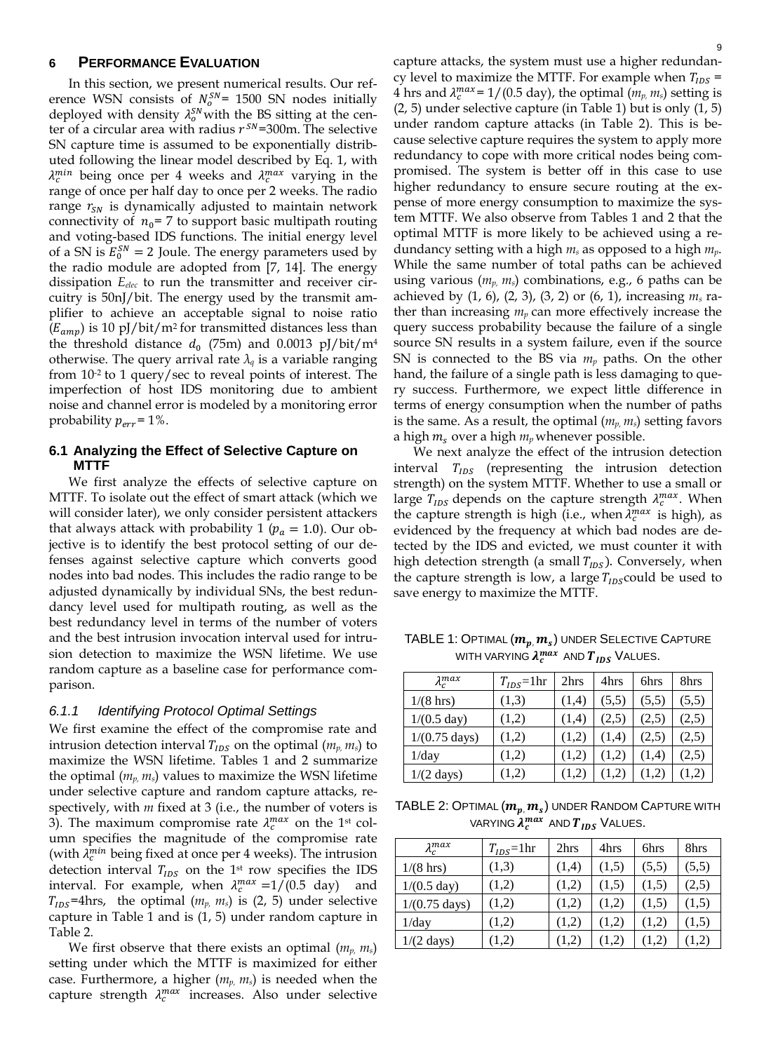## 6 PERFORMANCE EVALUATION

In this section, we present numerical results. Our reference WSN consists of $N_o^{SN}$= 1500 SN nodes initially deployed with density $\lambda_o^{SN}$ with the BS sitting at the center of a circular area with radius $r^{SN}$=300m. The selective SN capture time is assumed to be exponentially distributed following the linear model described by Eq. 1, with $\lambda_c^{min}$ being once per 4 weeks and $\lambda_c^{max}$ varying in the range of once per half day to once per 2 weeks. The radio range $r_{SN}$ is dynamically adjusted to maintain network connectivity of $n_0$= 7 to support basic multipath routing and voting-based IDS functions. The initial energy level of a SN is $E_0^{SN} = 2$ Joule. The energy parameters used by the radio module are adopted from [7, 14]. The energy dissipation $E_{elec}$ to run the transmitter and receiver circuitry is 50nJ/bit. The energy used by the transmit amplifier to achieve an acceptable signal to noise ratio ($E_{amp}$) is 10 pJ/bit/m² for transmitted distances less than the threshold distance $d_0$ (75m) and 0.0013 pJ/bit/m⁴ otherwise. The query arrival rate $\lambda_q$ is a variable ranging from $10^{-2}$ to 1 query/sec to reveal points of interest. The imperfection of host IDS monitoring due to ambient noise and channel error is modeled by a monitoring error probability $p_{err}$= 1%.

### 6.1 Analyzing the Effect of Selective Capture on MTTF

We first analyze the effects of selective capture on MTTF. To isolate out the effect of smart attack (which we will consider later), we only consider persistent attackers that always attack with probability 1 ($p_a = 1.0$). Our objective is to identify the best protocol setting of our defenses against selective capture which converts good nodes into bad nodes. This includes the radio range to be adjusted dynamically by individual SNs, the best redundancy level used for multipath routing, as well as the best redundancy level in terms of the number of voters and the best intrusion invocation interval used for intrusion detection to maximize the WSN lifetime. We use random capture as a baseline case for performance comparison.

#### *6.1.1 Identifying Protocol Optimal Settings*

We first examine the effect of the compromise rate and intrusion detection interval $T_{IDS}$ on the optimal ($m_p$, $m_s$) to maximize the WSN lifetime. Tables 1 and 2 summarize the optimal ($m_p$, $m_s$) values to maximize the WSN lifetime under selective capture and random capture attacks, respectively, with $m$ fixed at 3 (i.e., the number of voters is 3). The maximum compromise rate $\lambda_c^{max}$ on the 1st column specifies the magnitude of the compromise rate (with $\lambda_c^{min}$ being fixed at once per 4 weeks). The intrusion detection interval $T_{IDS}$ on the 1st row specifies the IDS interval. For example, when $\lambda_c^{max}$ =1/(0.5 day) and $T_{IDS}$=4hrs, the optimal ($m_p$, $m_s$) is (2, 5) under selective capture in Table 1 and is (1, 5) under random capture in Table 2.

We first observe that there exists an optimal ($m_p$, $m_s$) setting under which the MTTF is maximized for either case. Furthermore, a higher ($m_p$, $m_s$) is needed when the capture strength $\lambda_c^{max}$ increases. Also under selective capture attacks, the system must use a higher redundancy level to maximize the MTTF. For example when $T_{IDS}$ = 4 hrs and $\lambda_c^{max}$= 1/(0.5 day), the optimal ($m_p$, $m_s$) setting is (2, 5) under selective capture (in Table 1) but is only (1, 5) under random capture attacks (in Table 2). This is because selective capture requires the system to apply more redundancy to cope with more critical nodes being compromised. The system is better off in this case to use higher redundancy to ensure secure routing at the expense of more energy consumption to maximize the system MTTF. We also observe from Tables 1 and 2 that the optimal MTTF is more likely to be achieved using a redundancy setting with a high $m_s$ as opposed to a high $m_p$. While the same number of total paths can be achieved using various ($m_p$, $m_s$) combinations, e.g., 6 paths can be achieved by (1, 6), (2, 3), (3, 2) or (6, 1), increasing $m_s$ rather than increasing $m_p$ can more effectively increase the query success probability because the failure of a single source SN results in a system failure, even if the source SN is connected to the BS via $m_p$ paths. On the other hand, the failure of a single path is less damaging to query success. Furthermore, we expect little difference in terms of energy consumption when the number of paths is the same. As a result, the optimal ($m_p$, $m_s$) setting favors a high $m_s$ over a high $m_p$ whenever possible.

We next analyze the effect of the intrusion detection interval $T_{IDS}$ (representing the intrusion detection strength) on the system MTTF. Whether to use a small or large $T_{IDS}$ depends on the capture strength $\lambda_c^{max}$. When the capture strength is high (i.e., when $\lambda_c^{max}$ is high), as evidenced by the frequency at which bad nodes are detected by the IDS and evicted, we must counter it with high detection strength (a small $T_{IDS}$). Conversely, when the capture strength is low, a large $T_{IDS}$ could be used to save energy to maximize the MTTF.

TABLE 1: OPTIMAL ($m_p$, $m_s$) UNDER SELECTIVE CAPTURE WITH VARYING $\lambda_c^{max}$ AND $T_{IDS}$ VALUES.

| $\lambda_c^{max}$ | $T_{IDS}$=1hr | 2hrs | 4hrs | 6hrs | 8hrs |
|---|---|---|---|---|---|
| 1/(8 hrs) | (1,3) | (1,4) | (5,5) | (5,5) | (5,5) |
| 1/(0.5 day) | (1,2) | (1,4) | (2,5) | (2,5) | (2,5) |
| 1/(0.75 days) | (1,2) | (1,2) | (1,4) | (2,5) | (2,5) |
| 1/day | (1,2) | (1,2) | (1,2) | (1,4) | (2,5) |
| 1/(2 days) | (1,2) | (1,2) | (1,2) | (1,2) | (1,2) |

TABLE 2: OPTIMAL ($m_p$, $m_s$) UNDER RANDOM CAPTURE WITH VARYING $\lambda_c^{max}$ AND $T_{IDS}$ VALUES.

| $\lambda_c^{max}$ | $T_{IDS}$=1hr | 2hrs | 4hrs | 6hrs | 8hrs |
|---|---|---|---|---|---|
| 1/(8 hrs) | (1,3) | (1,4) | (1,5) | (5,5) | (5,5) |
| 1/(0.5 day) | (1,2) | (1,2) | (1,5) | (1,5) | (2,5) |
| 1/(0.75 days) | (1,2) | (1,2) | (1,2) | (1,5) | (1,5) |
| 1/day | (1,2) | (1,2) | (1,2) | (1,2) | (1,5) |
| 1/(2 days) | (1,2) | (1,2) | (1,2) | (1,2) | (1,2) |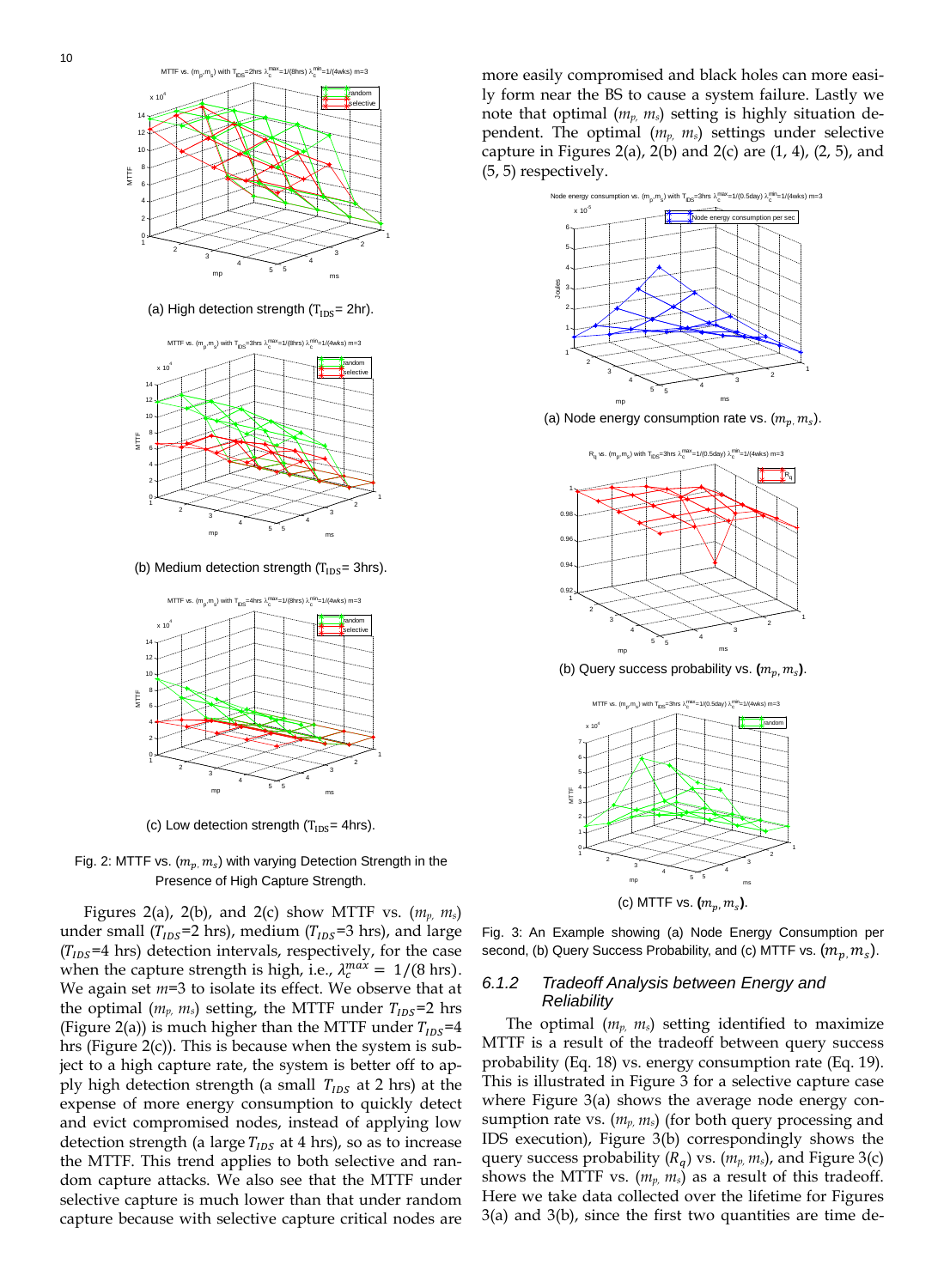(a) High detection strength ($T_{IDS}$= 2hr).

(b) Medium detection strength ($T_{IDS}$= 3hrs).

(c) Low detection strength ($T_{IDS}$= 4hrs).

Fig. 2: MTTF vs. $(m_p, m_s)$ with varying Detection Strength in the Presence of High Capture Strength.

Figures 2(a), 2(b), and 2(c) show MTTF vs. ($m_p$, $m_s$) under small ($T_{IDS}$=2 hrs), medium ($T_{IDS}$=3 hrs), and large ($T_{IDS}$=4 hrs) detection intervals, respectively, for the case when the capture strength is high, i.e., $\lambda_c^{max} = 1/(8 \text{ hrs})$. We again set $m$=3 to isolate its effect. We observe that at the optimal ($m_p$, $m_s$) setting, the MTTF under $T_{IDS}$=2 hrs (Figure 2(a)) is much higher than the MTTF under $T_{IDS}$=4 hrs (Figure 2(c)). This is because when the system is subject to a high capture rate, the system is better off to apply high detection strength (a small $T_{IDS}$ at 2 hrs) at the expense of more energy consumption to quickly detect and evict compromised nodes, instead of applying low detection strength (a large $T_{IDS}$ at 4 hrs), so as to increase the MTTF. This trend applies to both selective and random capture attacks. We also see that the MTTF under selective capture is much lower than that under random capture because with selective capture critical nodes are more easily compromised and black holes can more easily form near the BS to cause a system failure. Lastly we note that optimal ($m_p$, $m_s$) setting is highly situation dependent. The optimal ($m_p$, $m_s$) settings under selective capture in Figures 2(a), 2(b) and 2(c) are (1, 4), (2, 5), and (5, 5) respectively.

(a) Node energy consumption rate vs. $(m_p, m_s)$.

(b) Query success probability vs. $(m_p, m_s)$.

(c) MTTF vs. $(m_p, m_s)$.

Fig. 3: An Example showing (a) Node Energy Consumption per second, (b) Query Success Probability, and (c) MTTF vs. $(m_p, m_s)$.

### 6.1.2 Tradeoff Analysis between Energy and Reliability

The optimal ($m_p$, $m_s$) setting identified to maximize MTTF is a result of the tradeoff between query success probability (Eq. 18) vs. energy consumption rate (Eq. 19). This is illustrated in Figure 3 for a selective capture case where Figure 3(a) shows the average node energy consumption rate vs. ($m_p$, $m_s$) (for both query processing and IDS execution), Figure 3(b) correspondingly shows the query success probability ($R_q$) vs. ($m_p$, $m_s$), and Figure 3(c) shows the MTTF vs. ($m_p$, $m_s$) as a result of this tradeoff. Here we take data collected over the lifetime for Figures 3(a) and 3(b), since the first two quantities are time de-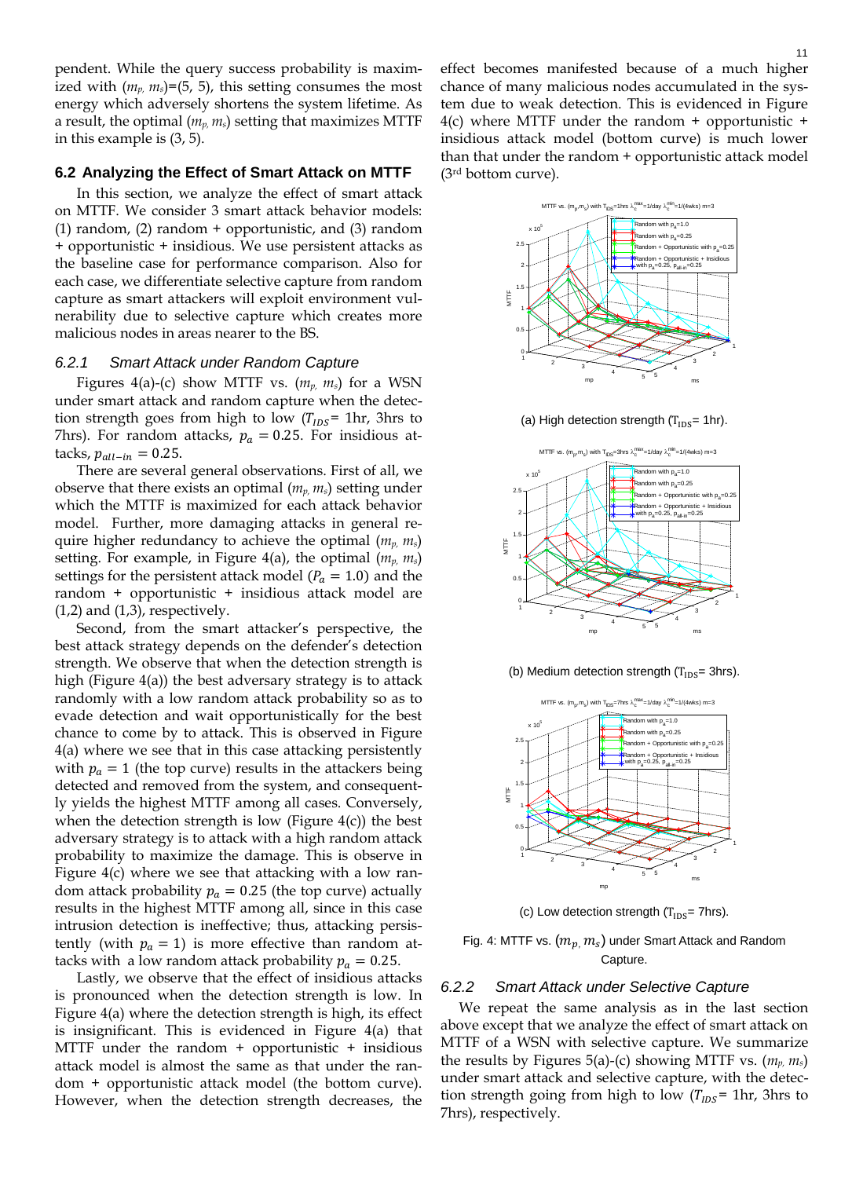pendent. While the query success probability is maximized with ($m_p$, $m_s$)=(5, 5), this setting consumes the most energy which adversely shortens the system lifetime. As a result, the optimal ($m_p$, $m_s$) setting that maximizes MTTF in this example is (3, 5).

### 6.2 Analyzing the Effect of Smart Attack on MTTF

In this section, we analyze the effect of smart attack on MTTF. We consider 3 smart attack behavior models: (1) random, (2) random + opportunistic, and (3) random + opportunistic + insidious. We use persistent attacks as the baseline case for performance comparison. Also for each case, we differentiate selective capture from random capture as smart attackers will exploit environment vulnerability due to selective capture which creates more malicious nodes in areas nearer to the BS.

#### 6.2.1 *Smart Attack under Random Capture*

Figures 4(a)-(c) show MTTF vs. ($m_p$, $m_s$) for a WSN under smart attack and random capture when the detection strength goes from high to low ($T_{IDS}$= 1hr, 3hrs to 7hrs). For random attacks, $p_a = 0.25$. For insidious attacks, $p_{all-in} = 0.25$.

There are several general observations. First of all, we observe that there exists an optimal ($m_p$, $m_s$) setting under which the MTTF is maximized for each attack behavior model. Further, more damaging attacks in general require higher redundancy to achieve the optimal ($m_p$, $m_s$) setting. For example, in Figure 4(a), the optimal ($m_p$, $m_s$) settings for the persistent attack model ($P_a = 1.0$) and the random + opportunistic + insidious attack model are (1,2) and (1,3), respectively.

Second, from the smart attacker's perspective, the best attack strategy depends on the defender's detection strength. We observe that when the detection strength is high (Figure 4(a)) the best adversary strategy is to attack randomly with a low random attack probability so as to evade detection and wait opportunistically for the best chance to come by to attack. This is observed in Figure 4(a) where we see that in this case attacking persistently with $p_a = 1$ (the top curve) results in the attackers being detected and removed from the system, and consequently yields the highest MTTF among all cases. Conversely, when the detection strength is low (Figure 4(c)) the best adversary strategy is to attack with a high random attack probability to maximize the damage. This is observe in Figure 4(c) where we see that attacking with a low random attack probability $p_a = 0.25$ (the top curve) actually results in the highest MTTF among all, since in this case intrusion detection is ineffective; thus, attacking persistently (with $p_a = 1$) is more effective than random attacks with a low random attack probability $p_a = 0.25$.

Lastly, we observe that the effect of insidious attacks is pronounced when the detection strength is low. In Figure 4(a) where the detection strength is high, its effect is insignificant. This is evidenced in Figure 4(a) that MTTF under the random + opportunistic + insidious attack model is almost the same as that under the random + opportunistic attack model (the bottom curve). However, when the detection strength decreases, the effect becomes manifested because of a much higher chance of many malicious nodes accumulated in the system due to weak detection. This is evidenced in Figure 4(c) where MTTF under the random + opportunistic + insidious attack model (bottom curve) is much lower than that under the random + opportunistic attack model (3[rd] bottom curve).

(a) High detection strength ($T_{IDS}$= 1hr).

(b) Medium detection strength ($T_{IDS}$= 3hrs).

(c) Low detection strength ($T_{IDS}$= 7hrs).

Fig. 4: MTTF vs. ($m_p$, $m_s$) under Smart Attack and Random Capture.

#### 6.2.2 *Smart Attack under Selective Capture*

We repeat the same analysis as in the last section above except that we analyze the effect of smart attack on MTTF of a WSN with selective capture. We summarize the results by Figures 5(a)-(c) showing MTTF vs. ($m_p$, $m_s$) under smart attack and selective capture, with the detection strength going from high to low ($T_{IDS}$= 1hr, 3hrs to 7hrs), respectively.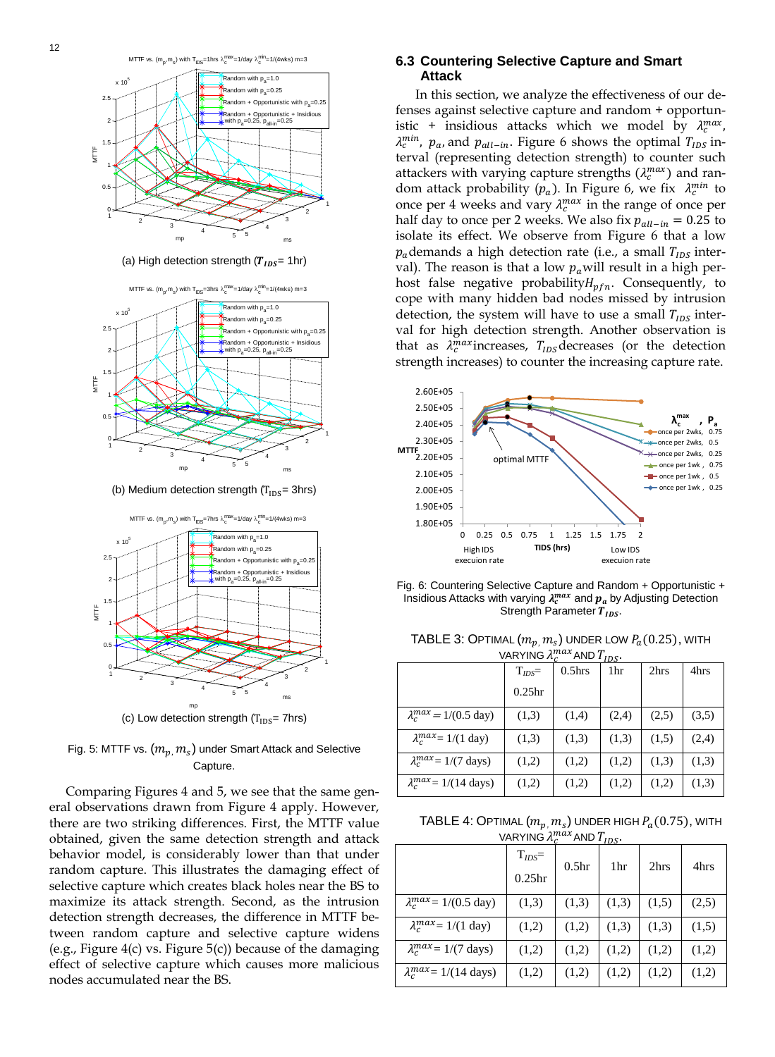(a) High detection strength ($T_{IDS}$= 1hr)

(b) Medium detection strength ($T_{IDS}$= 3hrs)

(c) Low detection strength ($T_{IDS}$= 7hrs)

Fig. 5: MTTF vs. $(m_p, m_s)$ under Smart Attack and Selective Capture.

Comparing Figures 4 and 5, we see that the same general observations drawn from Figure 4 apply. However, there are two striking differences. First, the MTTF value obtained, given the same detection strength and attack behavior model, is considerably lower than that under random capture. This illustrates the damaging effect of selective capture which creates black holes near the BS to maximize its attack strength. Second, as the intrusion detection strength decreases, the difference in MTTF between random capture and selective capture widens (e.g., Figure 4(c) vs. Figure 5(c)) because of the damaging effect of selective capture which causes more malicious nodes accumulated near the BS.

### 6.3 Countering Selective Capture and Smart Attack

In this section, we analyze the effectiveness of our defenses against selective capture and random + opportunistic + insidious attacks which we model by $\lambda_c^{max}$, $\lambda_c^{min}$, $p_a$, and $p_{all-in}$. Figure 6 shows the optimal $T_{IDS}$ interval (representing detection strength) to counter such attackers with varying capture strengths ($\lambda_c^{max}$) and random attack probability ($p_a$). In Figure 6, we fix $\lambda_c^{min}$ to once per 4 weeks and vary $\lambda_c^{max}$ in the range of once per half day to once per 2 weeks. We also fix $p_{all-in} = 0.25$ to isolate its effect. We observe from Figure 6 that a low $p_a$ demands a high detection rate (i.e., a small $T_{IDS}$ interval). The reason is that a low $p_a$ will result in a high per-host false negative probability $H_{pfn}$. Consequently, to cope with many hidden bad nodes missed by intrusion detection, the system will have to use a small $T_{IDS}$ interval for high detection strength. Another observation is that as $\lambda_c^{max}$ increases, $T_{IDS}$ decreases (or the detection strength increases) to counter the increasing capture rate.

Fig. 6: Countering Selective Capture and Random + Opportunistic + Insidious Attacks with varying $\lambda_c^{max}$ and $p_a$ by Adjusting Detection Strength Parameter $T_{IDS}$.

TABLE 3: Optimal $(m_p, m_s)$ under low $P_a(0.25)$, with varying $\lambda_c^{max}$ and $T_{IDS}$.

| | $T_{IDS}$= 0.25hr | 0.5hrs | 1hr | 2hrs | 4hrs |
|---|---|---|---|---|---|
| $\lambda_c^{max} = 1/(0.5$ day) | (1,3) | (1,4) | (2,4) | (2,5) | (3,5) |
| $\lambda_c^{max} = 1/(1$ day) | (1,3) | (1,3) | (1,3) | (1,5) | (2,4) |
| $\lambda_c^{max} = 1/(7$ days) | (1,2) | (1,2) | (1,2) | (1,3) | (1,3) |
| $\lambda_c^{max} = 1/(14$ days) | (1,2) | (1,2) | (1,2) | (1,2) | (1,3) |

TABLE 4: Optimal $(m_p, m_s)$ under high $P_a(0.75)$, with varying $\lambda_c^{max}$ and $T_{IDS}$.

| | $T_{IDS}$= 0.25hr | 0.5hr | 1hr | 2hrs | 4hrs |
|---|---|---|---|---|---|
| $\lambda_c^{max} = 1/(0.5$ day) | (1,3) | (1,3) | (1,3) | (1,5) | (2,5) |
| $\lambda_c^{max} = 1/(1$ day) | (1,2) | (1,2) | (1,3) | (1,3) | (1,5) |
| $\lambda_c^{max} = 1/(7$ days) | (1,2) | (1,2) | (1,2) | (1,2) | (1,2) |
| $\lambda_c^{max} = 1/(14$ days) | (1,2) | (1,2) | (1,2) | (1,2) | (1,2) |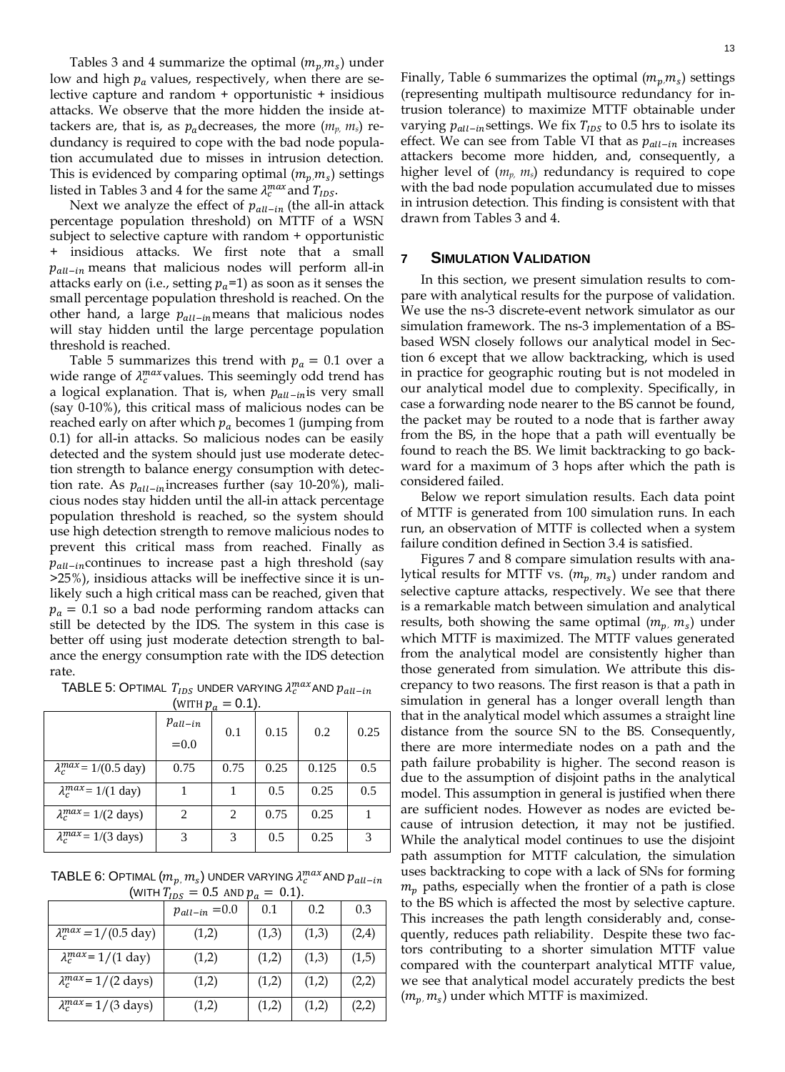Tables 3 and 4 summarize the optimal $(m_p, m_s)$ under low and high $p_a$ values, respectively, when there are selective capture and random + opportunistic + insidious attacks. We observe that the more hidden the inside attackers are, that is, as $p_a$ decreases, the more $(m_p, m_s)$ redundancy is required to cope with the bad node population accumulated due to misses in intrusion detection. This is evidenced by comparing optimal $(m_p, m_s)$ settings listed in Tables 3 and 4 for the same $\lambda_c^{max}$ and $T_{IDS}$.

Next we analyze the effect of $p_{all-in}$ (the all-in attack percentage population threshold) on MTTF of a WSN subject to selective capture with random + opportunistic + insidious attacks. We first note that a small $p_{all-in}$ means that malicious nodes will perform all-in attacks early on (i.e., setting $p_a$=1) as soon as it senses the small percentage population threshold is reached. On the other hand, a large $p_{all-in}$ means that malicious nodes will stay hidden until the large percentage population threshold is reached.

Table 5 summarizes this trend with $p_a$ = 0.1 over a wide range of $\lambda_c^{max}$ values. This seemingly odd trend has a logical explanation. That is, when $p_{all-in}$ is very small (say 0-10%), this critical mass of malicious nodes can be reached early on after which $p_a$ becomes 1 (jumping from 0.1) for all-in attacks. So malicious nodes can be easily detected and the system should just use moderate detection strength to balance energy consumption with detection rate. As $p_{all-in}$ increases further (say 10-20%), malicious nodes stay hidden until the all-in attack percentage population threshold is reached, so the system should use high detection strength to remove malicious nodes to prevent this critical mass from reached. Finally as $p_{all-in}$ continues to increase past a high threshold (say >25%), insidious attacks will be ineffective since it is unlikely such a high critical mass can be reached, given that $p_a$ = 0.1 so a bad node performing random attacks can still be detected by the IDS. The system in this case is better off using just moderate detection strength to balance the energy consumption rate with the IDS detection rate.

TABLE 5: OPTIMAL $T_{IDS}$ UNDER VARYING $\lambda_c^{max}$ AND $p_{all-in}$ (WITH $p_a$ = 0.1).

| | $p_{all-in}$ =0.0 | 0.1 | 0.15 | 0.2 | 0.25 |
|---|---|---|---|---|---|
| $\lambda_c^{max}$ = 1/(0.5 day) | 0.75 | 0.75 | 0.25 | 0.125 | 0.5 |
| $\lambda_c^{max}$ = 1/(1 day) | 1 | 1 | 0.5 | 0.25 | 0.5 |
| $\lambda_c^{max}$ = 1/(2 days) | 2 | 2 | 0.75 | 0.25 | 1 |
| $\lambda_c^{max}$ = 1/(3 days) | 3 | 3 | 0.5 | 0.25 | 3 |

TABLE 6: OPTIMAL $(m_p, m_s)$ UNDER VARYING $\lambda_c^{max}$ AND $p_{all-in}$ (WITH $T_{IDS}$ = 0.5 AND $p_a$ = 0.1).

| | $p_{all-in}$ =0.0 | 0.1 | 0.2 | 0.3 |
|---|---|---|---|---|
| $\lambda_c^{max}$ = 1/(0.5 day) | (1,2) | (1,3) | (1,3) | (2,4) |
| $\lambda_c^{max}$ = 1/(1 day) | (1,2) | (1,2) | (1,3) | (1,5) |
| $\lambda_c^{max}$ = 1/(2 days) | (1,2) | (1,2) | (1,2) | (2,2) |
| $\lambda_c^{max}$ = 1/(3 days) | (1,2) | (1,2) | (1,2) | (2,2) |

Finally, Table 6 summarizes the optimal $(m_p, m_s)$ settings (representing multipath multisource redundancy for intrusion tolerance) to maximize MTTF obtainable under varying $p_{all-in}$ settings. We fix $T_{IDS}$ to 0.5 hrs to isolate its effect. We can see from Table VI that as $p_{all-in}$ increases attackers become more hidden, and, consequently, a higher level of $(m_p, m_s)$ redundancy is required to cope with the bad node population accumulated due to misses in intrusion detection. This finding is consistent with that drawn from Tables 3 and 4.

## 7 SIMULATION VALIDATION

In this section, we present simulation results to compare with analytical results for the purpose of validation. We use the ns-3 discrete-event network simulator as our simulation framework. The ns-3 implementation of a BS-based WSN closely follows our analytical model in Section 6 except that we allow backtracking, which is used in practice for geographic routing but is not modeled in our analytical model due to complexity. Specifically, in case a forwarding node nearer to the BS cannot be found, the packet may be routed to a node that is farther away from the BS, in the hope that a path will eventually be found to reach the BS. We limit backtracking to go backward for a maximum of 3 hops after which the path is considered failed.

Below we report simulation results. Each data point of MTTF is generated from 100 simulation runs. In each run, an observation of MTTF is collected when a system failure condition defined in Section 3.4 is satisfied.

Figures 7 and 8 compare simulation results with analytical results for MTTF vs. $(m_p, m_s)$ under random and selective capture attacks, respectively. We see that there is a remarkable match between simulation and analytical results, both showing the same optimal $(m_p, m_s)$ under which MTTF is maximized. The MTTF values generated from the analytical model are consistently higher than those generated from simulation. We attribute this discrepancy to two reasons. The first reason is that a path in simulation in general has a longer overall length than that in the analytical model which assumes a straight line distance from the source SN to the BS. Consequently, there are more intermediate nodes on a path and the path failure probability is higher. The second reason is due to the assumption of disjoint paths in the analytical model. This assumption in general is justified when there are sufficient nodes. However as nodes are evicted because of intrusion detection, it may not be justified. While the analytical model continues to use the disjoint path assumption for MTTF calculation, the simulation uses backtracking to cope with a lack of SNs for forming $m_p$ paths, especially when the frontier of a path is close to the BS which is affected the most by selective capture. This increases the path length considerably and, consequently, reduces path reliability. Despite these two factors contributing to a shorter simulation MTTF value compared with the counterpart analytical MTTF value, we see that analytical model accurately predicts the best $(m_p, m_s)$ under which MTTF is maximized.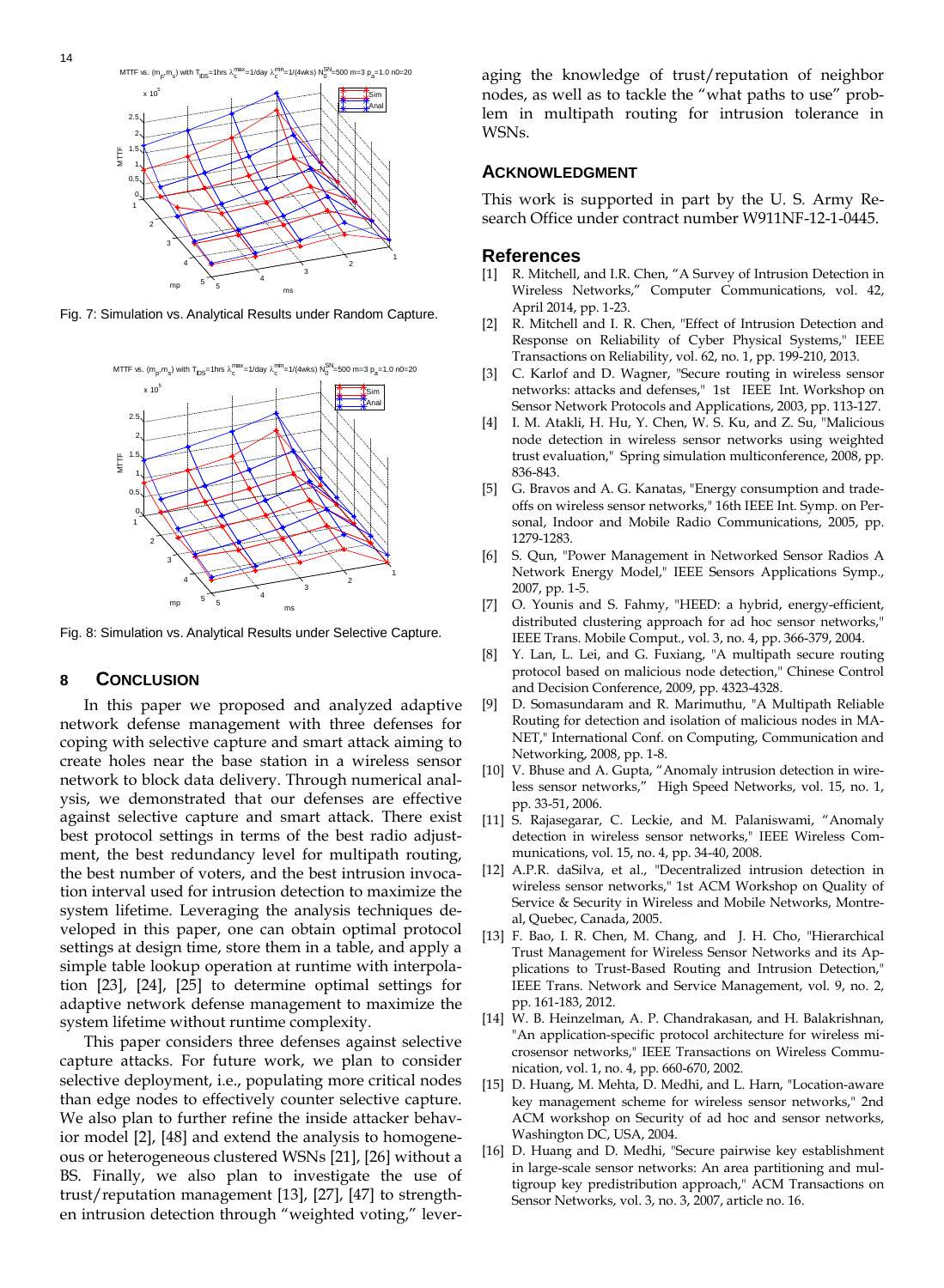Fig. 7: Simulation vs. Analytical Results under Random Capture.

Fig. 8: Simulation vs. Analytical Results under Selective Capture.

## 8 CONCLUSION

In this paper we proposed and analyzed adaptive network defense management with three defenses for coping with selective capture and smart attack aiming to create holes near the base station in a wireless sensor network to block data delivery. Through numerical analysis, we demonstrated that our defenses are effective against selective capture and smart attack. There exist best protocol settings in terms of the best radio adjustment, the best redundancy level for multipath routing, the best number of voters, and the best intrusion invocation interval used for intrusion detection to maximize the system lifetime. Leveraging the analysis techniques developed in this paper, one can obtain optimal protocol settings at design time, store them in a table, and apply a simple table lookup operation at runtime with interpolation [23], [24], [25] to determine optimal settings for adaptive network defense management to maximize the system lifetime without runtime complexity.

This paper considers three defenses against selective capture attacks. For future work, we plan to consider selective deployment, i.e., populating more critical nodes than edge nodes to effectively counter selective capture. We also plan to further refine the inside attacker behavior model [2], [48] and extend the analysis to homogeneous or heterogeneous clustered WSNs [21], [26] without a BS. Finally, we also plan to investigate the use of trust/reputation management [13], [27], [47] to strengthen intrusion detection through "weighted voting," leveraging the knowledge of trust/reputation of neighbor nodes, as well as to tackle the "what paths to use" problem in multipath routing for intrusion tolerance in WSNs.

## ACKNOWLEDGMENT

This work is supported in part by the U. S. Army Research Office under contract number W911NF-12-1-0445.

## References

[1] R. Mitchell, and I.R. Chen, "A Survey of Intrusion Detection in Wireless Networks," Computer Communications, vol. 42, April 2014, pp. 1-23.

[2] R. Mitchell and I. R. Chen, "Effect of Intrusion Detection and Response on Reliability of Cyber Physical Systems," IEEE Transactions on Reliability, vol. 62, no. 1, pp. 199-210, 2013.

[3] C. Karlof and D. Wagner, "Secure routing in wireless sensor networks: attacks and defenses," 1st IEEE Int. Workshop on Sensor Network Protocols and Applications, 2003, pp. 113-127.

[4] I. M. Atakli, H. Hu, Y. Chen, W. S. Ku, and Z. Su, "Malicious node detection in wireless sensor networks using weighted trust evaluation," Spring simulation multiconference, 2008, pp. 836-843.

[5] G. Bravos and A. G. Kanatas, "Energy consumption and trade-offs on wireless sensor networks," 16th IEEE Int. Symp. on Personal, Indoor and Mobile Radio Communications, 2005, pp. 1279-1283.

[6] S. Qun, "Power Management in Networked Sensor Radios A Network Energy Model," IEEE Sensors Applications Symp., 2007, pp. 1-5.

[7] O. Younis and S. Fahmy, "HEED: a hybrid, energy-efficient, distributed clustering approach for ad hoc sensor networks," IEEE Trans. Mobile Comput., vol. 3, no. 4, pp. 366-379, 2004.

[8] Y. Lan, L. Lei, and G. Fuxiang, "A multipath secure routing protocol based on malicious node detection," Chinese Control and Decision Conference, 2009, pp. 4323-4328.

[9] D. Somasundaram and R. Marimuthu, "A Multipath Reliable Routing for detection and isolation of malicious nodes in MANET," International Conf. on Computing, Communication and Networking, 2008, pp. 1-8.

[10] V. Bhuse and A. Gupta, "Anomaly intrusion detection in wireless sensor networks," High Speed Networks, vol. 15, no. 1, pp. 33-51, 2006.

[11] S. Rajasegarar, C. Leckie, and M. Palaniswami, "Anomaly detection in wireless sensor networks," IEEE Wireless Communications, vol. 15, no. 4, pp. 34-40, 2008.

[12] A.P.R. daSilva, et al., "Decentralized intrusion detection in wireless sensor networks," 1st ACM Workshop on Quality of Service & Security in Wireless and Mobile Networks, Montreal, Quebec, Canada, 2005.

[13] F. Bao, I. R. Chen, M. Chang, and J. H. Cho, "Hierarchical Trust Management for Wireless Sensor Networks and its Applications to Trust-Based Routing and Intrusion Detection," IEEE Trans. Network and Service Management, vol. 9, no. 2, pp. 161-183, 2012.

[14] W. B. Heinzelman, A. P. Chandrakasan, and H. Balakrishnan, "An application-specific protocol architecture for wireless microsensor networks," IEEE Transactions on Wireless Communication, vol. 1, no. 4, pp. 660-670, 2002.

[15] D. Huang, M. Mehta, D. Medhi, and L. Harn, "Location-aware key management scheme for wireless sensor networks," 2nd ACM workshop on Security of ad hoc and sensor networks, Washington DC, USA, 2004.

[16] D. Huang and D. Medhi, "Secure pairwise key establishment in large-scale sensor networks: An area partitioning and multigroup key predistribution approach," ACM Transactions on Sensor Networks, vol. 3, no. 3, 2007, article no. 16.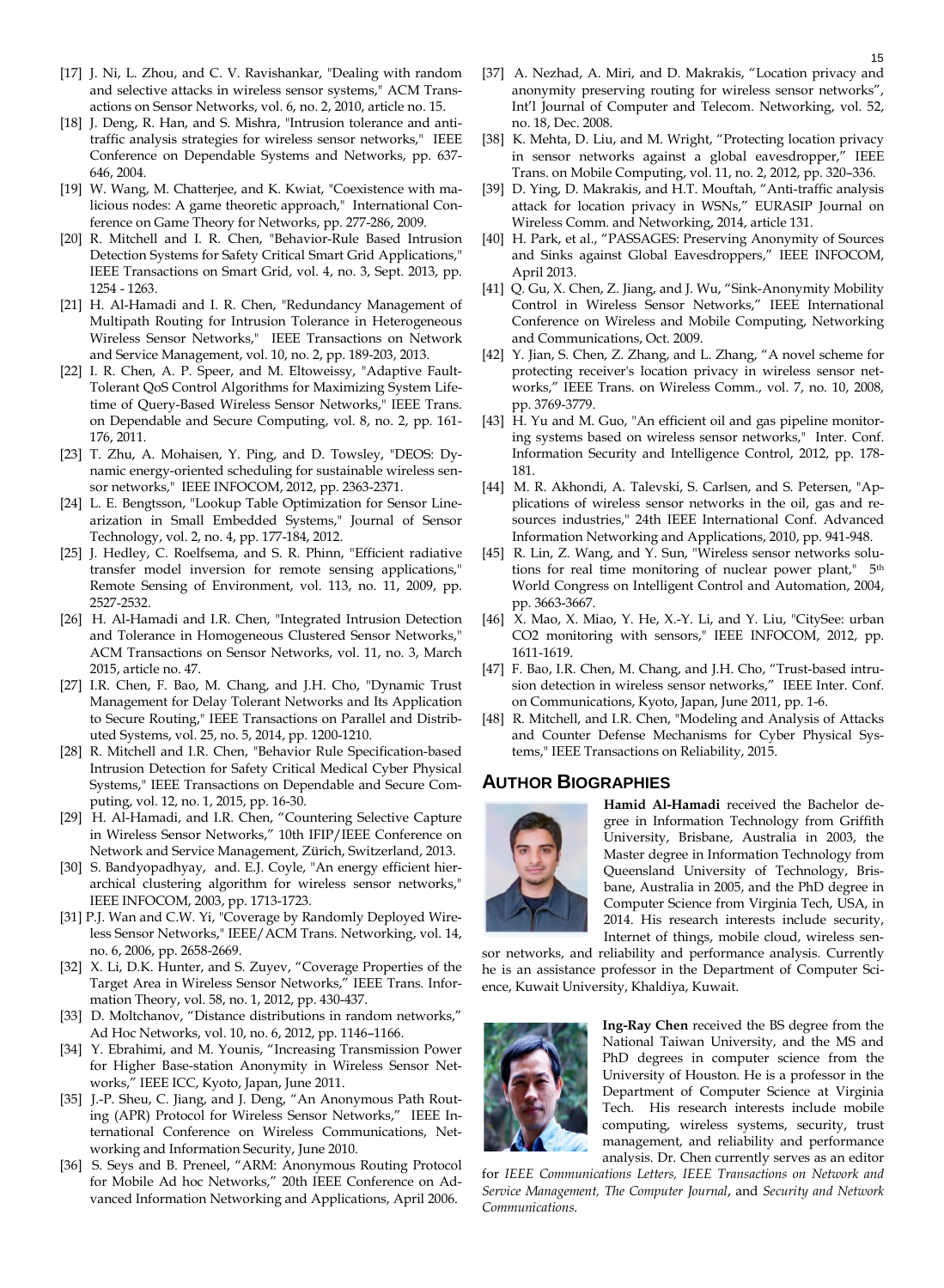[17] J. Ni, L. Zhou, and C. V. Ravishankar, "Dealing with random and selective attacks in wireless sensor systems," ACM Transactions on Sensor Networks, vol. 6, no. 2, 2010, article no. 15.

[18] J. Deng, R. Han, and S. Mishra, "Intrusion tolerance and anti-traffic analysis strategies for wireless sensor networks," IEEE Conference on Dependable Systems and Networks, pp. 637-646, 2004.

[19] W. Wang, M. Chatterjee, and K. Kwiat, "Coexistence with malicious nodes: A game theoretic approach," International Conference on Game Theory for Networks, pp. 277-286, 2009.

[20] R. Mitchell and I. R. Chen, "Behavior-Rule Based Intrusion Detection Systems for Safety Critical Smart Grid Applications," IEEE Transactions on Smart Grid, vol. 4, no. 3, Sept. 2013, pp. 1254 - 1263.

[21] H. Al-Hamadi and I. R. Chen, "Redundancy Management of Multipath Routing for Intrusion Tolerance in Heterogeneous Wireless Sensor Networks," IEEE Transactions on Network and Service Management, vol. 10, no. 2, pp. 189-203, 2013.

[22] I. R. Chen, A. P. Speer, and M. Eltoweissy, "Adaptive Fault-Tolerant QoS Control Algorithms for Maximizing System Lifetime of Query-Based Wireless Sensor Networks," IEEE Trans. on Dependable and Secure Computing, vol. 8, no. 2, pp. 161-176, 2011.

[23] T. Zhu, A. Mohaisen, Y. Ping, and D. Towsley, "DEOS: Dynamic energy-oriented scheduling for sustainable wireless sensor networks," IEEE INFOCOM, 2012, pp. 2363-2371.

[24] L. E. Bengtsson, "Lookup Table Optimization for Sensor Linearization in Small Embedded Systems," Journal of Sensor Technology, vol. 2, no. 4, pp. 177-184, 2012.

[25] J. Hedley, C. Roelfsema, and S. R. Phinn, "Efficient radiative transfer model inversion for remote sensing applications," Remote Sensing of Environment, vol. 113, no. 11, 2009, pp. 2527-2532.

[26] H. Al-Hamadi and I.R. Chen, "Integrated Intrusion Detection and Tolerance in Homogeneous Clustered Sensor Networks," ACM Transactions on Sensor Networks, vol. 11, no. 3, March 2015, article no. 47.

[27] I.R. Chen, F. Bao, M. Chang, and J.H. Cho, "Dynamic Trust Management for Delay Tolerant Networks and Its Application to Secure Routing," IEEE Transactions on Parallel and Distributed Systems, vol. 25, no. 5, 2014, pp. 1200-1210.

[28] R. Mitchell and I.R. Chen, "Behavior Rule Specification-based Intrusion Detection for Safety Critical Medical Cyber Physical Systems," IEEE Transactions on Dependable and Secure Computing, vol. 12, no. 1, 2015, pp. 16-30.

[29] H. Al-Hamadi, and I.R. Chen, "Countering Selective Capture in Wireless Sensor Networks," 10th IFIP/IEEE Conference on Network and Service Management, Zürich, Switzerland, 2013.

[30] S. Bandyopadhyay, and. E.J. Coyle, "An energy efficient hierarchical clustering algorithm for wireless sensor networks," IEEE INFOCOM, 2003, pp. 1713-1723.

[31] P.J. Wan and C.W. Yi, "Coverage by Randomly Deployed Wireless Sensor Networks," IEEE/ACM Trans. Networking, vol. 14, no. 6, 2006, pp. 2658-2669.

[32] X. Li, D.K. Hunter, and S. Zuyev, "Coverage Properties of the Target Area in Wireless Sensor Networks," IEEE Trans. Information Theory, vol. 58, no. 1, 2012, pp. 430-437.

[33] D. Moltchanov, "Distance distributions in random networks," Ad Hoc Networks, vol. 10, no. 6, 2012, pp. 1146–1166.

[34] Y. Ebrahimi, and M. Younis, "Increasing Transmission Power for Higher Base-station Anonymity in Wireless Sensor Networks," IEEE ICC, Kyoto, Japan, June 2011.

[35] J.-P. Sheu, C. Jiang, and J. Deng, "An Anonymous Path Routing (APR) Protocol for Wireless Sensor Networks," IEEE International Conference on Wireless Communications, Networking and Information Security, June 2010.

[36] S. Seys and B. Preneel, "ARM: Anonymous Routing Protocol for Mobile Ad hoc Networks," 20th IEEE Conference on Advanced Information Networking and Applications, April 2006.

[37] A. Nezhad, A. Miri, and D. Makrakis, "Location privacy and anonymity preserving routing for wireless sensor networks", Int'l Journal of Computer and Telecom. Networking, vol. 52, no. 18, Dec. 2008.

[38] K. Mehta, D. Liu, and M. Wright, "Protecting location privacy in sensor networks against a global eavesdropper," IEEE Trans. on Mobile Computing, vol. 11, no. 2, 2012, pp. 320–336.

[39] D. Ying, D. Makrakis, and H.T. Mouftah, "Anti-traffic analysis attack for location privacy in WSNs," EURASIP Journal on Wireless Comm. and Networking, 2014, article 131.

[40] H. Park, et al., "PASSAGES: Preserving Anonymity of Sources and Sinks against Global Eavesdroppers," IEEE INFOCOM, April 2013.

[41] Q. Gu, X. Chen, Z. Jiang, and J. Wu, "Sink-Anonymity Mobility Control in Wireless Sensor Networks," IEEE International Conference on Wireless and Mobile Computing, Networking and Communications, Oct. 2009.

[42] Y. Jian, S. Chen, Z. Zhang, and L. Zhang, "A novel scheme for protecting receiver's location privacy in wireless sensor networks," IEEE Trans. on Wireless Comm., vol. 7, no. 10, 2008, pp. 3769-3779.

[43] H. Yu and M. Guo, "An efficient oil and gas pipeline monitoring systems based on wireless sensor networks," Inter. Conf. Information Security and Intelligence Control, 2012, pp. 178-181.

[44] M. R. Akhondi, A. Talevski, S. Carlsen, and S. Petersen, "Applications of wireless sensor networks in the oil, gas and resources industries," 24th IEEE International Conf. Advanced Information Networking and Applications, 2010, pp. 941-948.

[45] R. Lin, Z. Wang, and Y. Sun, "Wireless sensor networks solutions for real time monitoring of nuclear power plant," 5th World Congress on Intelligent Control and Automation, 2004, pp. 3663-3667.

[46] X. Mao, X. Miao, Y. He, X.-Y. Li, and Y. Liu, "CitySee: urban CO2 monitoring with sensors," IEEE INFOCOM, 2012, pp. 1611-1619.

[47] F. Bao, I.R. Chen, M. Chang, and J.H. Cho, "Trust-based intrusion detection in wireless sensor networks," IEEE Inter. Conf. on Communications, Kyoto, Japan, June 2011, pp. 1-6.

[48] R. Mitchell, and I.R. Chen, "Modeling and Analysis of Attacks and Counter Defense Mechanisms for Cyber Physical Systems," IEEE Transactions on Reliability, 2015.

## AUTHOR BIOGRAPHIES

**Hamid Al-Hamadi** received the Bachelor degree in Information Technology from Griffith University, Brisbane, Australia in 2003, the Master degree in Information Technology from Queensland University of Technology, Brisbane, Australia in 2005, and the PhD degree in Computer Science from Virginia Tech, USA, in 2014. His research interests include security, Internet of things, mobile cloud, wireless sensor networks, and reliability and performance analysis. Currently he is an assistance professor in the Department of Computer Science, Kuwait University, Khaldiya, Kuwait.

**Ing-Ray Chen** received the BS degree from the National Taiwan University, and the MS and PhD degrees in computer science from the University of Houston. He is a professor in the Department of Computer Science at Virginia Tech. His research interests include mobile computing, wireless systems, security, trust management, and reliability and performance analysis. Dr. Chen currently serves as an editor for *IEEE Communications Letters, IEEE Transactions on Network and Service Management, The Computer Journal*, and *Security and Network Communications*.